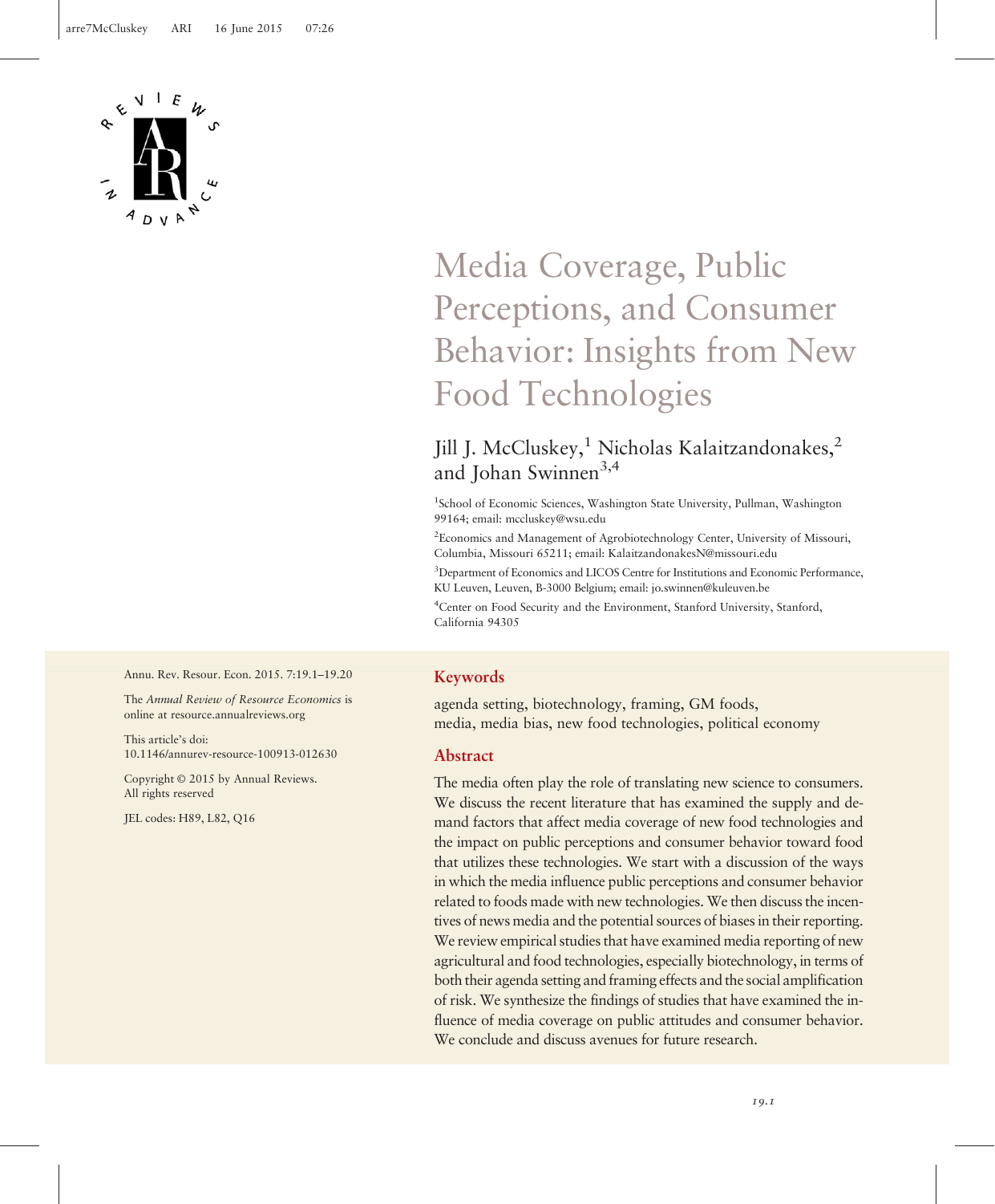# Media Coverage, Public Perceptions, and Consumer Behavior: Insights from New Food Technologies

Jill J. McCluskey,[1] Nicholas Kalaitzandonakes,[2] and Johan Swinnen[3,4]

[1]School of Economic Sciences, Washington State University, Pullman, Washington 99164; email: mccluskey@wsu.edu

[2]Economics and Management of Agrobiotechnology Center, University of Missouri, Columbia, Missouri 65211; email: KalaitzandonakesN@missouri.edu

[3]Department of Economics and LICOS Centre for Institutions and Economic Performance, KU Leuven, Leuven, B-3000 Belgium; email: jo.swinnen@kuleuven.be

[4]Center on Food Security and the Environment, Stanford University, Stanford, California 94305

Annu. Rev. Resour. Econ. 2015. 7:19.1–19.20

The *Annual Review of Resource Economics* is online at resource.annualreviews.org

This article's doi: 10.1146/annurev-resource-100913-012630

Copyright © 2015 by Annual Reviews. All rights reserved

JEL codes: H89, L82, Q16

## Keywords

agenda setting, biotechnology, framing, GM foods, media, media bias, new food technologies, political economy

## Abstract

The media often play the role of translating new science to consumers. We discuss the recent literature that has examined the supply and demand factors that affect media coverage of new food technologies and the impact on public perceptions and consumer behavior toward food that utilizes these technologies. We start with a discussion of the ways in which the media influence public perceptions and consumer behavior related to foods made with new technologies. We then discuss the incentives of news media and the potential sources of biases in their reporting. We review empirical studies that have examined media reporting of new agricultural and food technologies, especially biotechnology, in terms of both their agenda setting and framing effects and the social amplification of risk. We synthesize the findings of studies that have examined the influence of media coverage on public attitudes and consumer behavior. We conclude and discuss avenues for future research.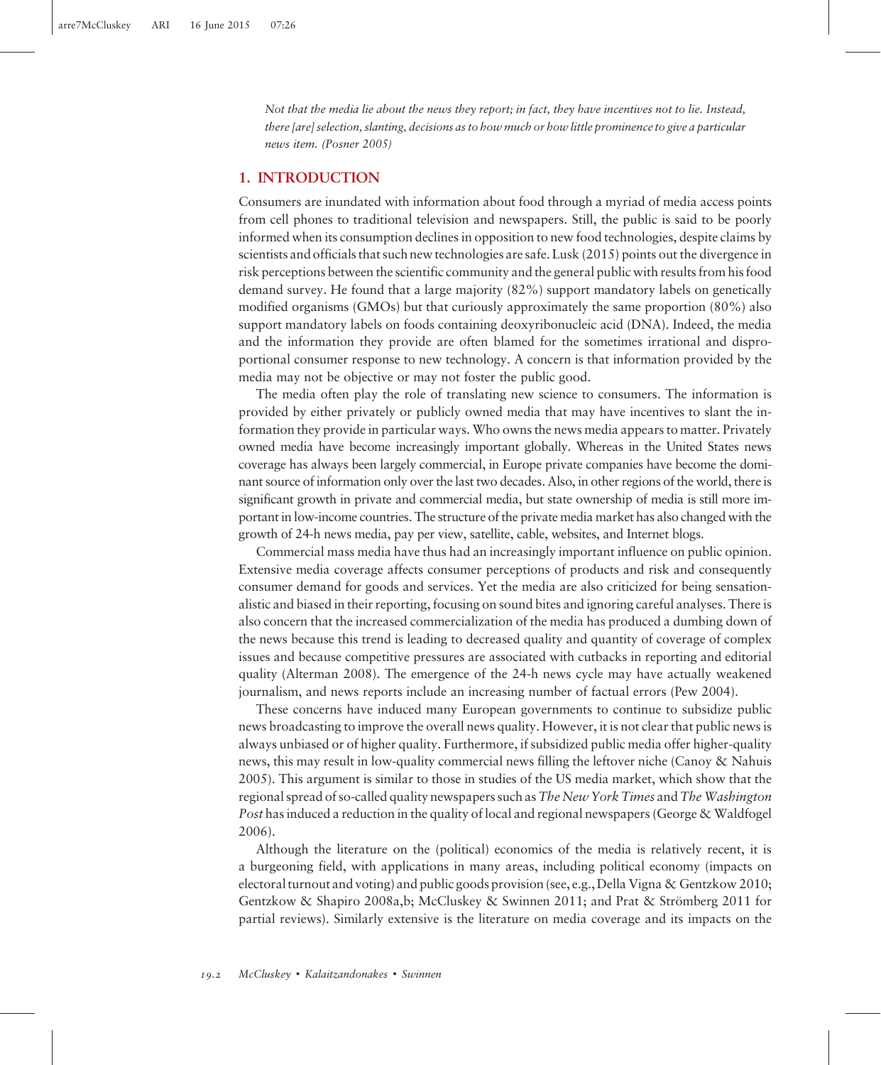*Not that the media lie about the news they report; in fact, they have incentives not to lie. Instead, there [are] selection, slanting, decisions as to how much or how little prominence to give a particular news item. (Posner 2005)*

## 1. INTRODUCTION

Consumers are inundated with information about food through a myriad of media access points from cell phones to traditional television and newspapers. Still, the public is said to be poorly informed when its consumption declines in opposition to new food technologies, despite claims by scientists and officials that such new technologies are safe. Lusk (2015) points out the divergence in risk perceptions between the scientific community and the general public with results from his food demand survey. He found that a large majority (82%) support mandatory labels on genetically modified organisms (GMOs) but that curiously approximately the same proportion (80%) also support mandatory labels on foods containing deoxyribonucleic acid (DNA). Indeed, the media and the information they provide are often blamed for the sometimes irrational and disproportional consumer response to new technology. A concern is that information provided by the media may not be objective or may not foster the public good.

The media often play the role of translating new science to consumers. The information is provided by either privately or publicly owned media that may have incentives to slant the information they provide in particular ways. Who owns the news media appears to matter. Privately owned media have become increasingly important globally. Whereas in the United States news coverage has always been largely commercial, in Europe private companies have become the dominant source of information only over the last two decades. Also, in other regions of the world, there is significant growth in private and commercial media, but state ownership of media is still more important in low-income countries. The structure of the private media market has also changed with the growth of 24-h news media, pay per view, satellite, cable, websites, and Internet blogs.

Commercial mass media have thus had an increasingly important influence on public opinion. Extensive media coverage affects consumer perceptions of products and risk and consequently consumer demand for goods and services. Yet the media are also criticized for being sensationalistic and biased in their reporting, focusing on sound bites and ignoring careful analyses. There is also concern that the increased commercialization of the media has produced a dumbing down of the news because this trend is leading to decreased quality and quantity of coverage of complex issues and because competitive pressures are associated with cutbacks in reporting and editorial quality (Alterman 2008). The emergence of the 24-h news cycle may have actually weakened journalism, and news reports include an increasing number of factual errors (Pew 2004).

These concerns have induced many European governments to continue to subsidize public news broadcasting to improve the overall news quality. However, it is not clear that public news is always unbiased or of higher quality. Furthermore, if subsidized public media offer higher-quality news, this may result in low-quality commercial news filling the leftover niche (Canoy & Nahuis 2005). This argument is similar to those in studies of the US media market, which show that the regional spread of so-called quality newspapers such as *The New York Times* and *The Washington Post* has induced a reduction in the quality of local and regional newspapers (George & Waldfogel 2006).

Although the literature on the (political) economics of the media is relatively recent, it is a burgeoning field, with applications in many areas, including political economy (impacts on electoral turnout and voting) and public goods provision (see, e.g., Della Vigna & Gentzkow 2010; Gentzkow & Shapiro 2008a,b; McCluskey & Swinnen 2011; and Prat & Strömberg 2011 for partial reviews). Similarly extensive is the literature on media coverage and its impacts on the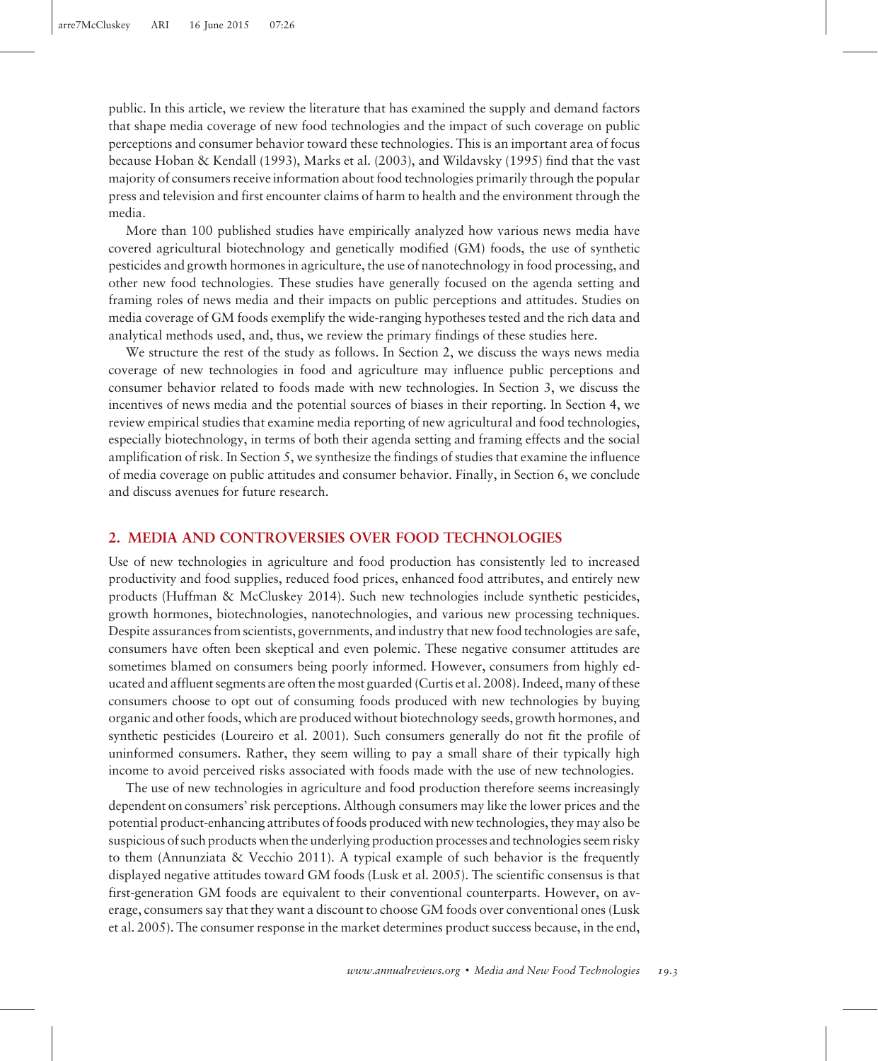public. In this article, we review the literature that has examined the supply and demand factors that shape media coverage of new food technologies and the impact of such coverage on public perceptions and consumer behavior toward these technologies. This is an important area of focus because Hoban & Kendall (1993), Marks et al. (2003), and Wildavsky (1995) find that the vast majority of consumers receive information about food technologies primarily through the popular press and television and first encounter claims of harm to health and the environment through the media.

More than 100 published studies have empirically analyzed how various news media have covered agricultural biotechnology and genetically modified (GM) foods, the use of synthetic pesticides and growth hormones in agriculture, the use of nanotechnology in food processing, and other new food technologies. These studies have generally focused on the agenda setting and framing roles of news media and their impacts on public perceptions and attitudes. Studies on media coverage of GM foods exemplify the wide-ranging hypotheses tested and the rich data and analytical methods used, and, thus, we review the primary findings of these studies here.

We structure the rest of the study as follows. In Section 2, we discuss the ways news media coverage of new technologies in food and agriculture may influence public perceptions and consumer behavior related to foods made with new technologies. In Section 3, we discuss the incentives of news media and the potential sources of biases in their reporting. In Section 4, we review empirical studies that examine media reporting of new agricultural and food technologies, especially biotechnology, in terms of both their agenda setting and framing effects and the social amplification of risk. In Section 5, we synthesize the findings of studies that examine the influence of media coverage on public attitudes and consumer behavior. Finally, in Section 6, we conclude and discuss avenues for future research.

## 2. MEDIA AND CONTROVERSIES OVER FOOD TECHNOLOGIES

Use of new technologies in agriculture and food production has consistently led to increased productivity and food supplies, reduced food prices, enhanced food attributes, and entirely new products (Huffman & McCluskey 2014). Such new technologies include synthetic pesticides, growth hormones, biotechnologies, nanotechnologies, and various new processing techniques. Despite assurances from scientists, governments, and industry that new food technologies are safe, consumers have often been skeptical and even polemic. These negative consumer attitudes are sometimes blamed on consumers being poorly informed. However, consumers from highly educated and affluent segments are often the most guarded (Curtis et al. 2008). Indeed, many of these consumers choose to opt out of consuming foods produced with new technologies by buying organic and other foods, which are produced without biotechnology seeds, growth hormones, and synthetic pesticides (Loureiro et al. 2001). Such consumers generally do not fit the profile of uninformed consumers. Rather, they seem willing to pay a small share of their typically high income to avoid perceived risks associated with foods made with the use of new technologies.

The use of new technologies in agriculture and food production therefore seems increasingly dependent on consumers' risk perceptions. Although consumers may like the lower prices and the potential product-enhancing attributes of foods produced with new technologies, they may also be suspicious of such products when the underlying production processes and technologies seem risky to them (Annunziata & Vecchio 2011). A typical example of such behavior is the frequently displayed negative attitudes toward GM foods (Lusk et al. 2005). The scientific consensus is that first-generation GM foods are equivalent to their conventional counterparts. However, on average, consumers say that they want a discount to choose GM foods over conventional ones (Lusk et al. 2005). The consumer response in the market determines product success because, in the end,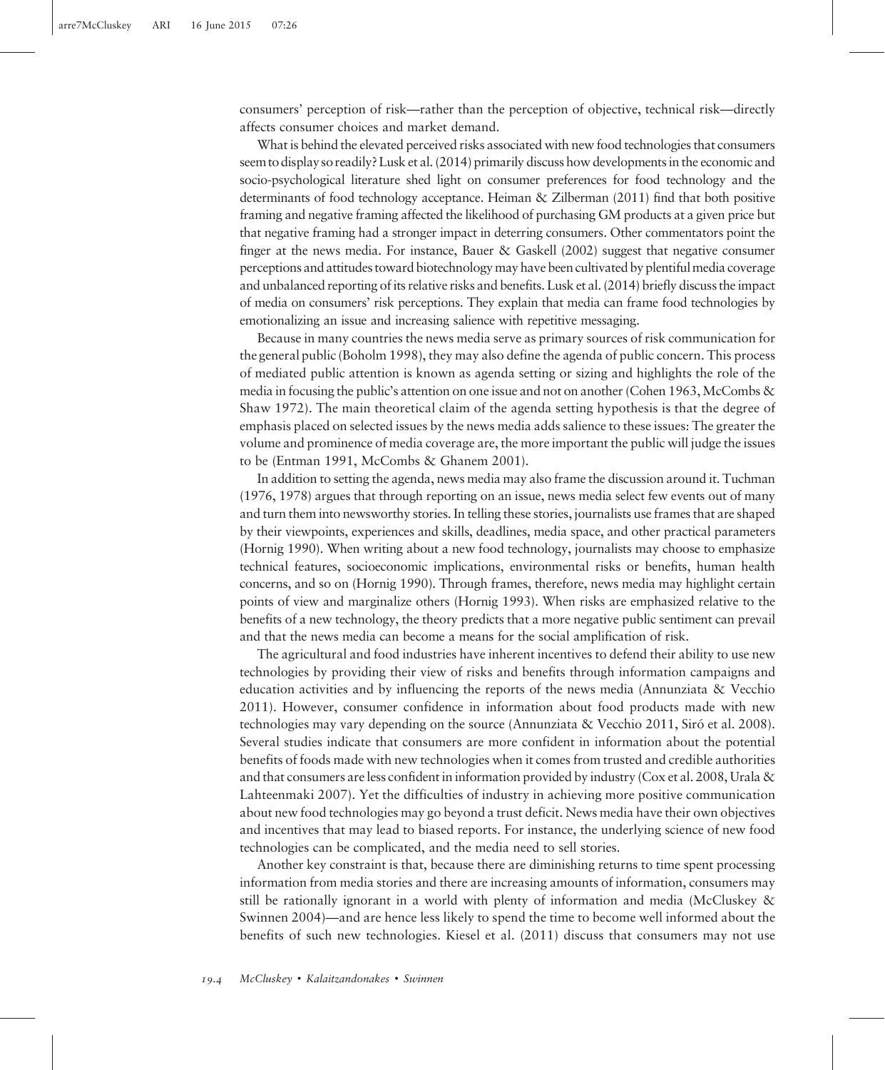consumers' perception of risk—rather than the perception of objective, technical risk—directly affects consumer choices and market demand.

What is behind the elevated perceived risks associated with new food technologies that consumers seem to display so readily? Lusk et al. (2014) primarily discuss how developments in the economic and socio-psychological literature shed light on consumer preferences for food technology and the determinants of food technology acceptance. Heiman & Zilberman (2011) find that both positive framing and negative framing affected the likelihood of purchasing GM products at a given price but that negative framing had a stronger impact in deterring consumers. Other commentators point the finger at the news media. For instance, Bauer & Gaskell (2002) suggest that negative consumer perceptions and attitudes toward biotechnology may have been cultivated by plentiful media coverage and unbalanced reporting of its relative risks and benefits. Lusk et al. (2014) briefly discuss the impact of media on consumers' risk perceptions. They explain that media can frame food technologies by emotionalizing an issue and increasing salience with repetitive messaging.

Because in many countries the news media serve as primary sources of risk communication for the general public (Boholm 1998), they may also define the agenda of public concern. This process of mediated public attention is known as agenda setting or sizing and highlights the role of the media in focusing the public's attention on one issue and not on another (Cohen 1963, McCombs & Shaw 1972). The main theoretical claim of the agenda setting hypothesis is that the degree of emphasis placed on selected issues by the news media adds salience to these issues: The greater the volume and prominence of media coverage are, the more important the public will judge the issues to be (Entman 1991, McCombs & Ghanem 2001).

In addition to setting the agenda, news media may also frame the discussion around it. Tuchman (1976, 1978) argues that through reporting on an issue, news media select few events out of many and turn them into newsworthy stories. In telling these stories, journalists use frames that are shaped by their viewpoints, experiences and skills, deadlines, media space, and other practical parameters (Hornig 1990). When writing about a new food technology, journalists may choose to emphasize technical features, socioeconomic implications, environmental risks or benefits, human health concerns, and so on (Hornig 1990). Through frames, therefore, news media may highlight certain points of view and marginalize others (Hornig 1993). When risks are emphasized relative to the benefits of a new technology, the theory predicts that a more negative public sentiment can prevail and that the news media can become a means for the social amplification of risk.

The agricultural and food industries have inherent incentives to defend their ability to use new technologies by providing their view of risks and benefits through information campaigns and education activities and by influencing the reports of the news media (Annunziata & Vecchio 2011). However, consumer confidence in information about food products made with new technologies may vary depending on the source (Annunziata & Vecchio 2011, Siró et al. 2008). Several studies indicate that consumers are more confident in information about the potential benefits of foods made with new technologies when it comes from trusted and credible authorities and that consumers are less confident in information provided by industry (Cox et al. 2008, Urala & Lahteenmaki 2007). Yet the difficulties of industry in achieving more positive communication about new food technologies may go beyond a trust deficit. News media have their own objectives and incentives that may lead to biased reports. For instance, the underlying science of new food technologies can be complicated, and the media need to sell stories.

Another key constraint is that, because there are diminishing returns to time spent processing information from media stories and there are increasing amounts of information, consumers may still be rationally ignorant in a world with plenty of information and media (McCluskey & Swinnen 2004)—and are hence less likely to spend the time to become well informed about the benefits of such new technologies. Kiesel et al. (2011) discuss that consumers may not use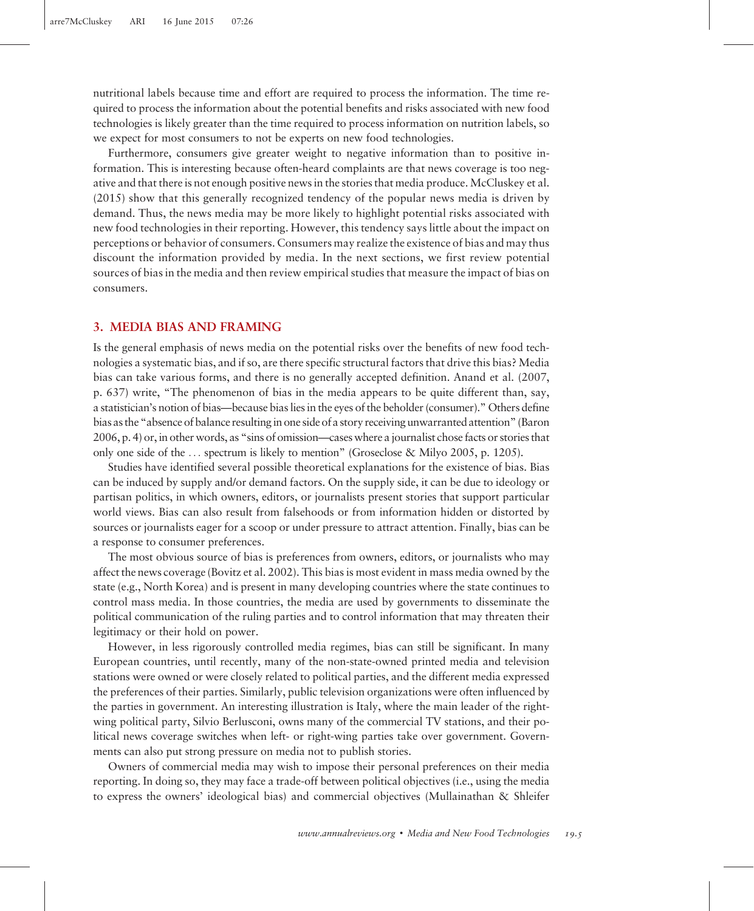nutritional labels because time and effort are required to process the information. The time required to process the information about the potential benefits and risks associated with new food technologies is likely greater than the time required to process information on nutrition labels, so we expect for most consumers to not be experts on new food technologies.

Furthermore, consumers give greater weight to negative information than to positive information. This is interesting because often-heard complaints are that news coverage is too negative and that there is not enough positive news in the stories that media produce. McCluskey et al. (2015) show that this generally recognized tendency of the popular news media is driven by demand. Thus, the news media may be more likely to highlight potential risks associated with new food technologies in their reporting. However, this tendency says little about the impact on perceptions or behavior of consumers. Consumers may realize the existence of bias and may thus discount the information provided by media. In the next sections, we first review potential sources of bias in the media and then review empirical studies that measure the impact of bias on consumers.

## 3. MEDIA BIAS AND FRAMING

Is the general emphasis of news media on the potential risks over the benefits of new food technologies a systematic bias, and if so, are there specific structural factors that drive this bias? Media bias can take various forms, and there is no generally accepted definition. Anand et al. (2007, p. 637) write, "The phenomenon of bias in the media appears to be quite different than, say, a statistician's notion of bias—because bias lies in the eyes of the beholder (consumer)." Others define bias as the "absence of balance resulting in one side of a story receiving unwarranted attention" (Baron 2006, p. 4) or, in other words, as "sins of omission—cases where a journalist chose facts or stories that only one side of the . . . spectrum is likely to mention" (Groseclose & Milyo 2005, p. 1205).

Studies have identified several possible theoretical explanations for the existence of bias. Bias can be induced by supply and/or demand factors. On the supply side, it can be due to ideology or partisan politics, in which owners, editors, or journalists present stories that support particular world views. Bias can also result from falsehoods or from information hidden or distorted by sources or journalists eager for a scoop or under pressure to attract attention. Finally, bias can be a response to consumer preferences.

The most obvious source of bias is preferences from owners, editors, or journalists who may affect the news coverage (Bovitz et al. 2002). This bias is most evident in mass media owned by the state (e.g., North Korea) and is present in many developing countries where the state continues to control mass media. In those countries, the media are used by governments to disseminate the political communication of the ruling parties and to control information that may threaten their legitimacy or their hold on power.

However, in less rigorously controlled media regimes, bias can still be significant. In many European countries, until recently, many of the non-state-owned printed media and television stations were owned or were closely related to political parties, and the different media expressed the preferences of their parties. Similarly, public television organizations were often influenced by the parties in government. An interesting illustration is Italy, where the main leader of the right-wing political party, Silvio Berlusconi, owns many of the commercial TV stations, and their political news coverage switches when left- or right-wing parties take over government. Governments can also put strong pressure on media not to publish stories.

Owners of commercial media may wish to impose their personal preferences on their media reporting. In doing so, they may face a trade-off between political objectives (i.e., using the media to express the owners' ideological bias) and commercial objectives (Mullainathan & Shleifer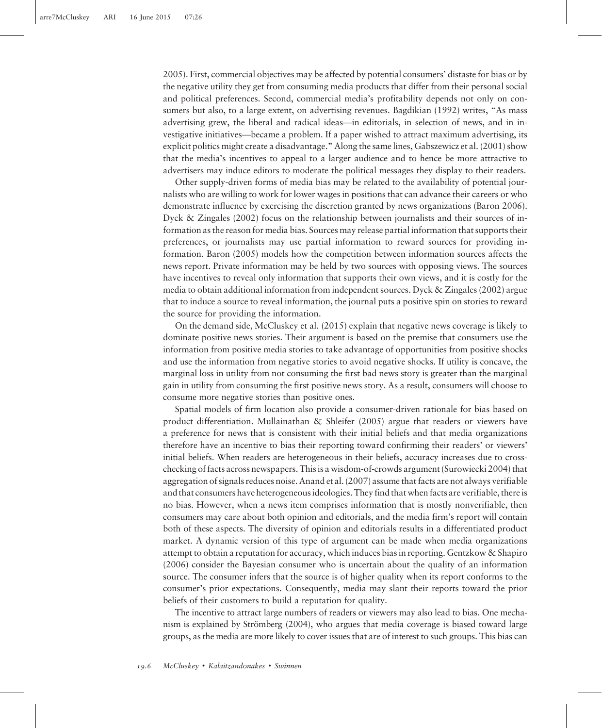2005). First, commercial objectives may be affected by potential consumers' distaste for bias or by the negative utility they get from consuming media products that differ from their personal social and political preferences. Second, commercial media's profitability depends not only on consumers but also, to a large extent, on advertising revenues. Bagdikian (1992) writes, "As mass advertising grew, the liberal and radical ideas—in editorials, in selection of news, and in investigative initiatives—became a problem. If a paper wished to attract maximum advertising, its explicit politics might create a disadvantage." Along the same lines, Gabszewicz et al. (2001) show that the media's incentives to appeal to a larger audience and to hence be more attractive to advertisers may induce editors to moderate the political messages they display to their readers.

Other supply-driven forms of media bias may be related to the availability of potential journalists who are willing to work for lower wages in positions that can advance their careers or who demonstrate influence by exercising the discretion granted by news organizations (Baron 2006). Dyck & Zingales (2002) focus on the relationship between journalists and their sources of information as the reason for media bias. Sources may release partial information that supports their preferences, or journalists may use partial information to reward sources for providing information. Baron (2005) models how the competition between information sources affects the news report. Private information may be held by two sources with opposing views. The sources have incentives to reveal only information that supports their own views, and it is costly for the media to obtain additional information from independent sources. Dyck & Zingales (2002) argue that to induce a source to reveal information, the journal puts a positive spin on stories to reward the source for providing the information.

On the demand side, McCluskey et al. (2015) explain that negative news coverage is likely to dominate positive news stories. Their argument is based on the premise that consumers use the information from positive media stories to take advantage of opportunities from positive shocks and use the information from negative stories to avoid negative shocks. If utility is concave, the marginal loss in utility from not consuming the first bad news story is greater than the marginal gain in utility from consuming the first positive news story. As a result, consumers will choose to consume more negative stories than positive ones.

Spatial models of firm location also provide a consumer-driven rationale for bias based on product differentiation. Mullainathan & Shleifer (2005) argue that readers or viewers have a preference for news that is consistent with their initial beliefs and that media organizations therefore have an incentive to bias their reporting toward confirming their readers' or viewers' initial beliefs. When readers are heterogeneous in their beliefs, accuracy increases due to cross-checking of facts across newspapers. This is a wisdom-of-crowds argument (Surowiecki 2004) that aggregation of signals reduces noise. Anand et al. (2007) assume that facts are not always verifiable and that consumers have heterogeneous ideologies. They find that when facts are verifiable, there is no bias. However, when a news item comprises information that is mostly nonverifiable, then consumers may care about both opinion and editorials, and the media firm's report will contain both of these aspects. The diversity of opinion and editorials results in a differentiated product market. A dynamic version of this type of argument can be made when media organizations attempt to obtain a reputation for accuracy, which induces bias in reporting. Gentzkow & Shapiro (2006) consider the Bayesian consumer who is uncertain about the quality of an information source. The consumer infers that the source is of higher quality when its report conforms to the consumer's prior expectations. Consequently, media may slant their reports toward the prior beliefs of their customers to build a reputation for quality.

The incentive to attract large numbers of readers or viewers may also lead to bias. One mechanism is explained by Strömberg (2004), who argues that media coverage is biased toward large groups, as the media are more likely to cover issues that are of interest to such groups. This bias can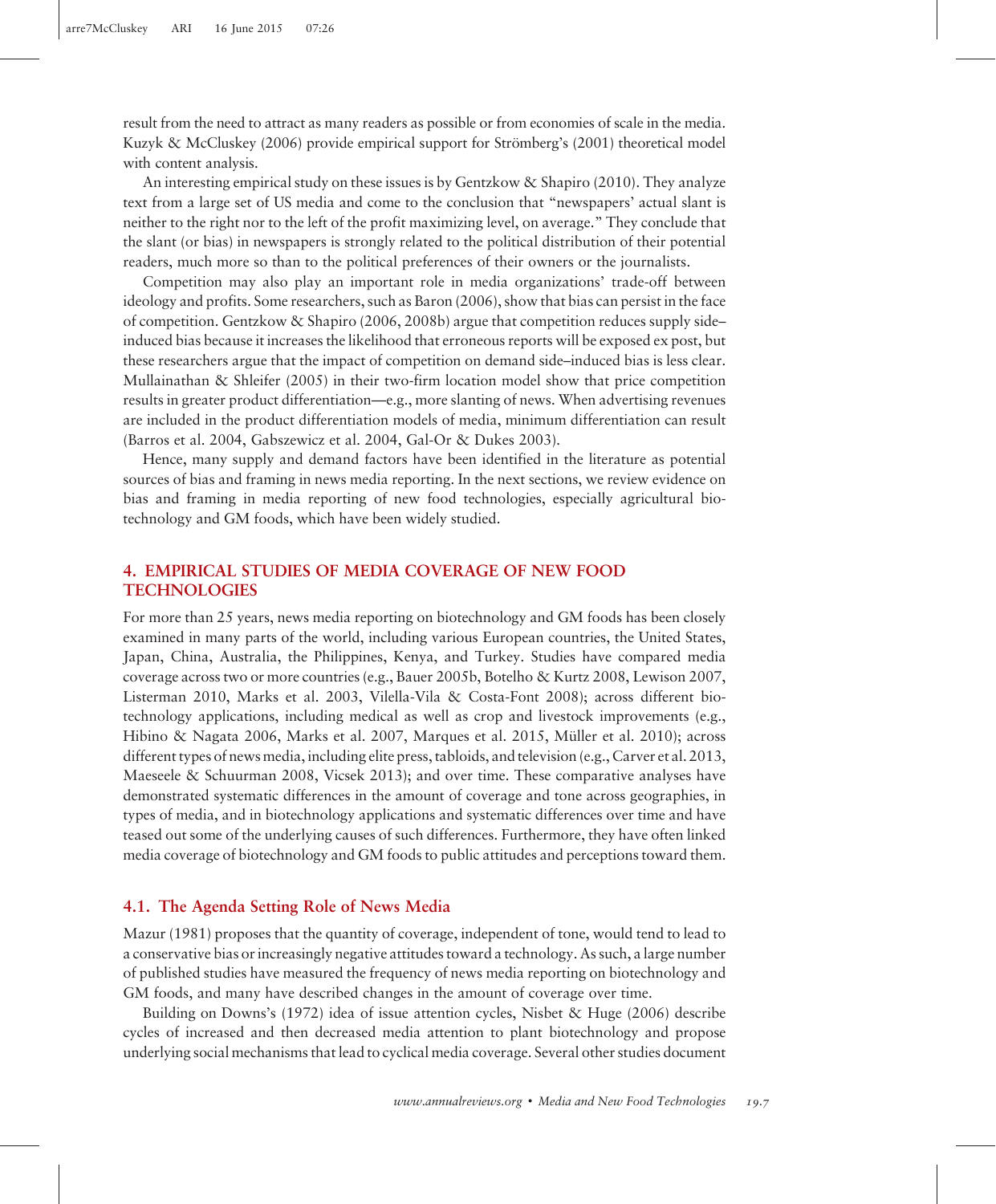result from the need to attract as many readers as possible or from economies of scale in the media. Kuzyk & McCluskey (2006) provide empirical support for Strömberg's (2001) theoretical model with content analysis.

An interesting empirical study on these issues is by Gentzkow & Shapiro (2010). They analyze text from a large set of US media and come to the conclusion that "newspapers' actual slant is neither to the right nor to the left of the profit maximizing level, on average." They conclude that the slant (or bias) in newspapers is strongly related to the political distribution of their potential readers, much more so than to the political preferences of their owners or the journalists.

Competition may also play an important role in media organizations' trade-off between ideology and profits. Some researchers, such as Baron (2006), show that bias can persist in the face of competition. Gentzkow & Shapiro (2006, 2008b) argue that competition reduces supply side–induced bias because it increases the likelihood that erroneous reports will be exposed ex post, but these researchers argue that the impact of competition on demand side–induced bias is less clear. Mullainathan & Shleifer (2005) in their two-firm location model show that price competition results in greater product differentiation—e.g., more slanting of news. When advertising revenues are included in the product differentiation models of media, minimum differentiation can result (Barros et al. 2004, Gabszewicz et al. 2004, Gal-Or & Dukes 2003).

Hence, many supply and demand factors have been identified in the literature as potential sources of bias and framing in news media reporting. In the next sections, we review evidence on bias and framing in media reporting of new food technologies, especially agricultural biotechnology and GM foods, which have been widely studied.

## 4. EMPIRICAL STUDIES OF MEDIA COVERAGE OF NEW FOOD TECHNOLOGIES

For more than 25 years, news media reporting on biotechnology and GM foods has been closely examined in many parts of the world, including various European countries, the United States, Japan, China, Australia, the Philippines, Kenya, and Turkey. Studies have compared media coverage across two or more countries (e.g., Bauer 2005b, Botelho & Kurtz 2008, Lewison 2007, Listerman 2010, Marks et al. 2003, Vilella-Vila & Costa-Font 2008); across different biotechnology applications, including medical as well as crop and livestock improvements (e.g., Hibino & Nagata 2006, Marks et al. 2007, Marques et al. 2015, Müller et al. 2010); across different types of news media, including elite press, tabloids, and television (e.g., Carver et al. 2013, Maeseele & Schuurman 2008, Vicsek 2013); and over time. These comparative analyses have demonstrated systematic differences in the amount of coverage and tone across geographies, in types of media, and in biotechnology applications and systematic differences over time and have teased out some of the underlying causes of such differences. Furthermore, they have often linked media coverage of biotechnology and GM foods to public attitudes and perceptions toward them.

### 4.1. The Agenda Setting Role of News Media

Mazur (1981) proposes that the quantity of coverage, independent of tone, would tend to lead to a conservative bias or increasingly negative attitudes toward a technology. As such, a large number of published studies have measured the frequency of news media reporting on biotechnology and GM foods, and many have described changes in the amount of coverage over time.

Building on Downs's (1972) idea of issue attention cycles, Nisbet & Huge (2006) describe cycles of increased and then decreased media attention to plant biotechnology and propose underlying social mechanisms that lead to cyclical media coverage. Several other studies document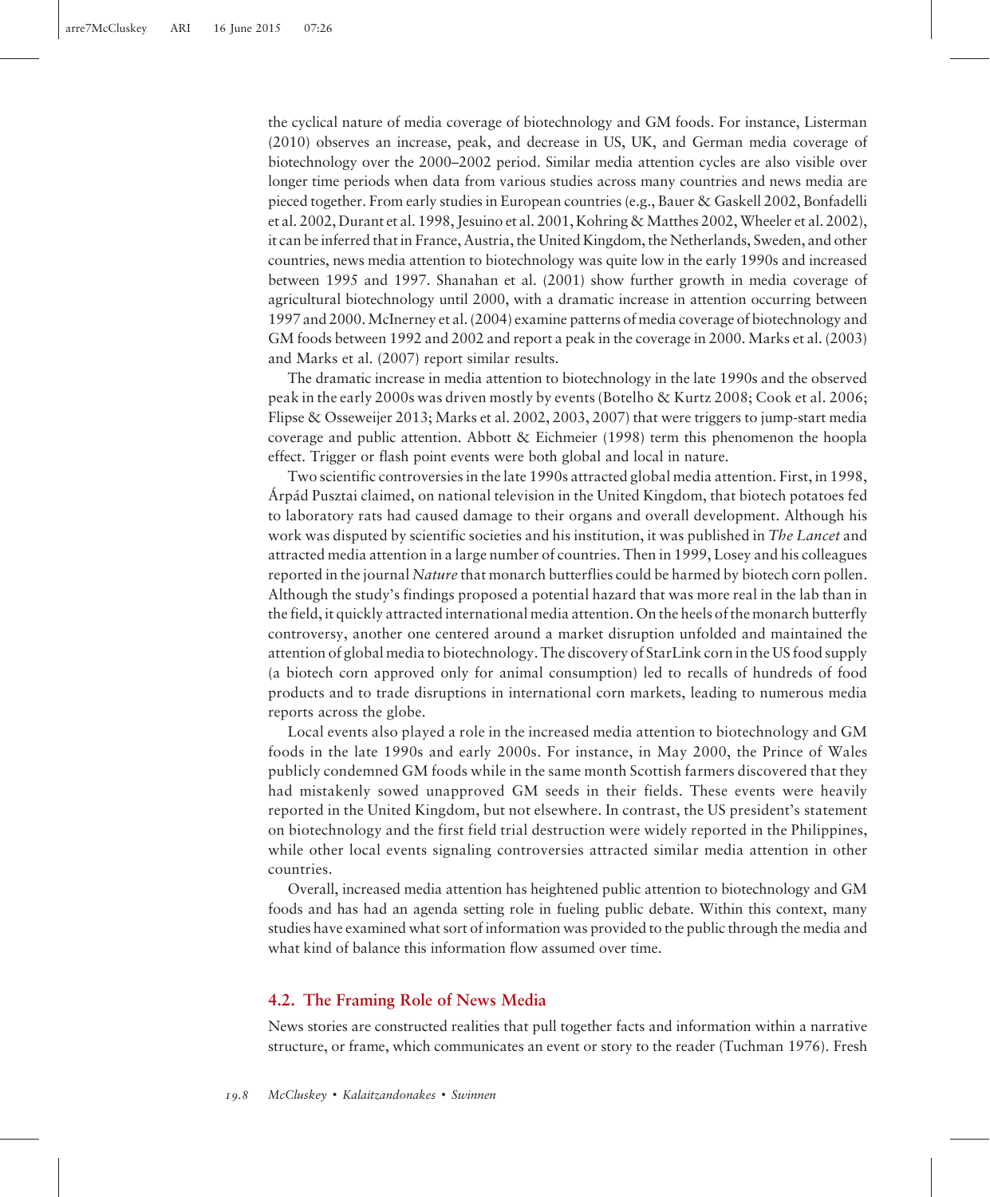the cyclical nature of media coverage of biotechnology and GM foods. For instance, Listerman (2010) observes an increase, peak, and decrease in US, UK, and German media coverage of biotechnology over the 2000–2002 period. Similar media attention cycles are also visible over longer time periods when data from various studies across many countries and news media are pieced together. From early studies in European countries (e.g., Bauer & Gaskell 2002, Bonfadelli et al. 2002, Durant et al. 1998, Jesuino et al. 2001, Kohring & Matthes 2002, Wheeler et al. 2002), it can be inferred that in France, Austria, the United Kingdom, the Netherlands, Sweden, and other countries, news media attention to biotechnology was quite low in the early 1990s and increased between 1995 and 1997. Shanahan et al. (2001) show further growth in media coverage of agricultural biotechnology until 2000, with a dramatic increase in attention occurring between 1997 and 2000. McInerney et al. (2004) examine patterns of media coverage of biotechnology and GM foods between 1992 and 2002 and report a peak in the coverage in 2000. Marks et al. (2003) and Marks et al. (2007) report similar results.

The dramatic increase in media attention to biotechnology in the late 1990s and the observed peak in the early 2000s was driven mostly by events (Botelho & Kurtz 2008; Cook et al. 2006; Flipse & Osseweijer 2013; Marks et al. 2002, 2003, 2007) that were triggers to jump-start media coverage and public attention. Abbott & Eichmeier (1998) term this phenomenon the hoopla effect. Trigger or flash point events were both global and local in nature.

Two scientific controversies in the late 1990s attracted global media attention. First, in 1998, Árpád Pusztai claimed, on national television in the United Kingdom, that biotech potatoes fed to laboratory rats had caused damage to their organs and overall development. Although his work was disputed by scientific societies and his institution, it was published in *The Lancet* and attracted media attention in a large number of countries. Then in 1999, Losey and his colleagues reported in the journal *Nature* that monarch butterflies could be harmed by biotech corn pollen. Although the study's findings proposed a potential hazard that was more real in the lab than in the field, it quickly attracted international media attention. On the heels of the monarch butterfly controversy, another one centered around a market disruption unfolded and maintained the attention of global media to biotechnology. The discovery of StarLink corn in the US food supply (a biotech corn approved only for animal consumption) led to recalls of hundreds of food products and to trade disruptions in international corn markets, leading to numerous media reports across the globe.

Local events also played a role in the increased media attention to biotechnology and GM foods in the late 1990s and early 2000s. For instance, in May 2000, the Prince of Wales publicly condemned GM foods while in the same month Scottish farmers discovered that they had mistakenly sowed unapproved GM seeds in their fields. These events were heavily reported in the United Kingdom, but not elsewhere. In contrast, the US president's statement on biotechnology and the first field trial destruction were widely reported in the Philippines, while other local events signaling controversies attracted similar media attention in other countries.

Overall, increased media attention has heightened public attention to biotechnology and GM foods and has had an agenda setting role in fueling public debate. Within this context, many studies have examined what sort of information was provided to the public through the media and what kind of balance this information flow assumed over time.

### 4.2. The Framing Role of News Media

News stories are constructed realities that pull together facts and information within a narrative structure, or frame, which communicates an event or story to the reader (Tuchman 1976). Fresh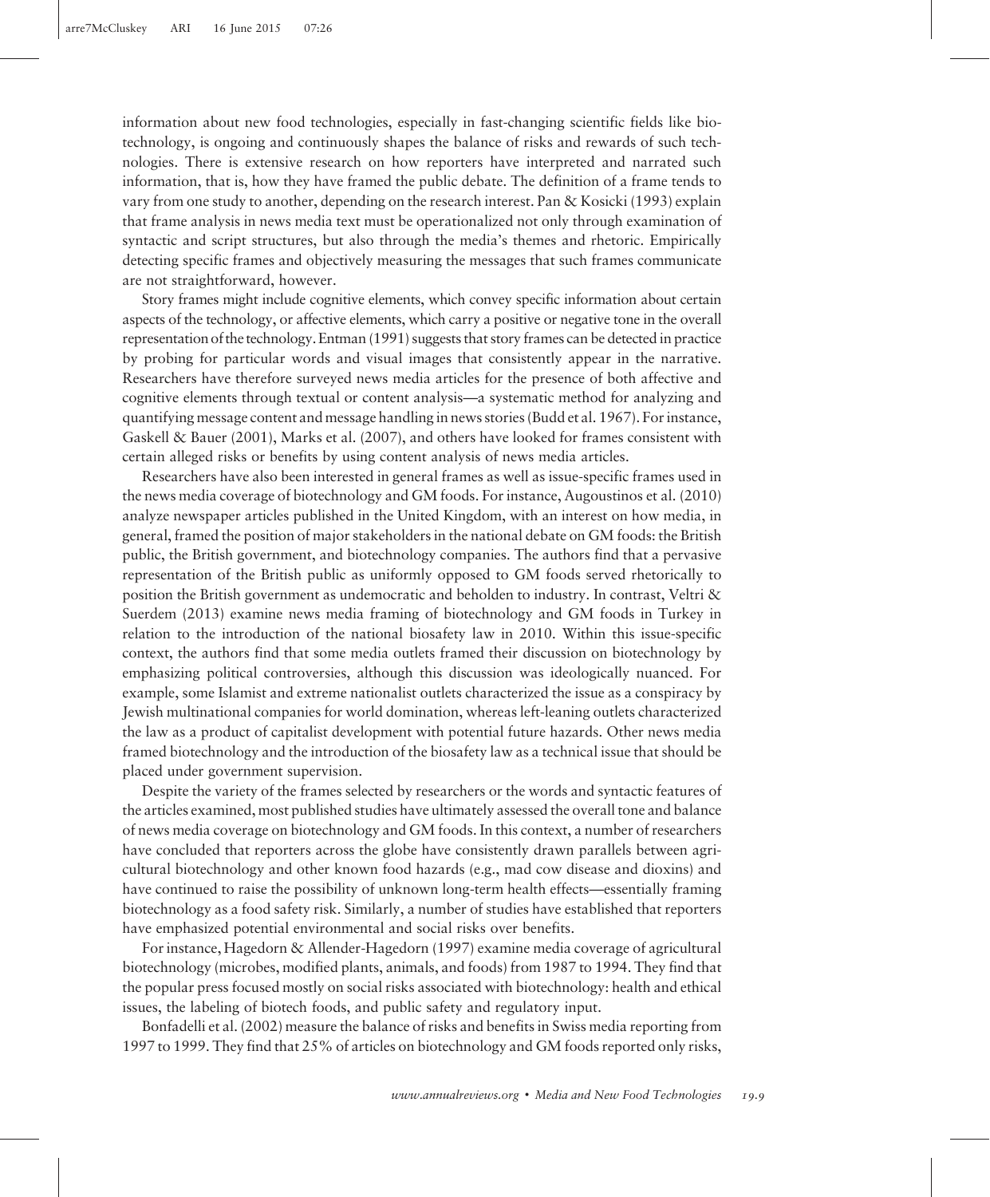information about new food technologies, especially in fast-changing scientific fields like biotechnology, is ongoing and continuously shapes the balance of risks and rewards of such technologies. There is extensive research on how reporters have interpreted and narrated such information, that is, how they have framed the public debate. The definition of a frame tends to vary from one study to another, depending on the research interest. Pan & Kosicki (1993) explain that frame analysis in news media text must be operationalized not only through examination of syntactic and script structures, but also through the media's themes and rhetoric. Empirically detecting specific frames and objectively measuring the messages that such frames communicate are not straightforward, however.

Story frames might include cognitive elements, which convey specific information about certain aspects of the technology, or affective elements, which carry a positive or negative tone in the overall representation of the technology. Entman (1991) suggests that story frames can be detected in practice by probing for particular words and visual images that consistently appear in the narrative. Researchers have therefore surveyed news media articles for the presence of both affective and cognitive elements through textual or content analysis—a systematic method for analyzing and quantifying message content and message handling in news stories (Budd et al. 1967). For instance, Gaskell & Bauer (2001), Marks et al. (2007), and others have looked for frames consistent with certain alleged risks or benefits by using content analysis of news media articles.

Researchers have also been interested in general frames as well as issue-specific frames used in the news media coverage of biotechnology and GM foods. For instance, Augoustinos et al. (2010) analyze newspaper articles published in the United Kingdom, with an interest on how media, in general, framed the position of major stakeholders in the national debate on GM foods: the British public, the British government, and biotechnology companies. The authors find that a pervasive representation of the British public as uniformly opposed to GM foods served rhetorically to position the British government as undemocratic and beholden to industry. In contrast, Veltri & Suerdem (2013) examine news media framing of biotechnology and GM foods in Turkey in relation to the introduction of the national biosafety law in 2010. Within this issue-specific context, the authors find that some media outlets framed their discussion on biotechnology by emphasizing political controversies, although this discussion was ideologically nuanced. For example, some Islamist and extreme nationalist outlets characterized the issue as a conspiracy by Jewish multinational companies for world domination, whereas left-leaning outlets characterized the law as a product of capitalist development with potential future hazards. Other news media framed biotechnology and the introduction of the biosafety law as a technical issue that should be placed under government supervision.

Despite the variety of the frames selected by researchers or the words and syntactic features of the articles examined, most published studies have ultimately assessed the overall tone and balance of news media coverage on biotechnology and GM foods. In this context, a number of researchers have concluded that reporters across the globe have consistently drawn parallels between agricultural biotechnology and other known food hazards (e.g., mad cow disease and dioxins) and have continued to raise the possibility of unknown long-term health effects—essentially framing biotechnology as a food safety risk. Similarly, a number of studies have established that reporters have emphasized potential environmental and social risks over benefits.

For instance, Hagedorn & Allender-Hagedorn (1997) examine media coverage of agricultural biotechnology (microbes, modified plants, animals, and foods) from 1987 to 1994. They find that the popular press focused mostly on social risks associated with biotechnology: health and ethical issues, the labeling of biotech foods, and public safety and regulatory input.

Bonfadelli et al. (2002) measure the balance of risks and benefits in Swiss media reporting from 1997 to 1999. They find that 25% of articles on biotechnology and GM foods reported only risks,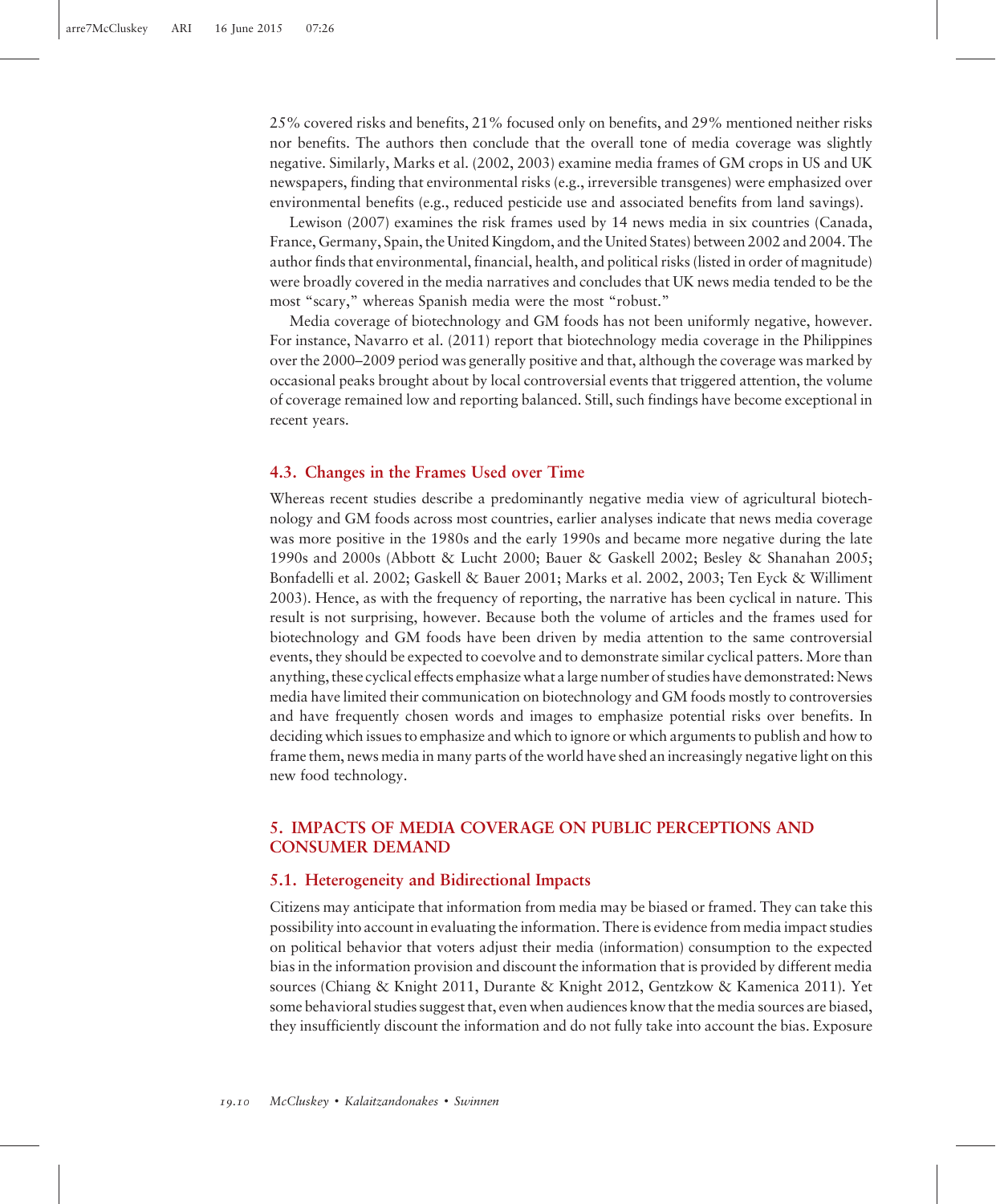25% covered risks and benefits, 21% focused only on benefits, and 29% mentioned neither risks nor benefits. The authors then conclude that the overall tone of media coverage was slightly negative. Similarly, Marks et al. (2002, 2003) examine media frames of GM crops in US and UK newspapers, finding that environmental risks (e.g., irreversible transgenes) were emphasized over environmental benefits (e.g., reduced pesticide use and associated benefits from land savings).

Lewison (2007) examines the risk frames used by 14 news media in six countries (Canada, France, Germany, Spain, the United Kingdom, and the United States) between 2002 and 2004. The author finds that environmental, financial, health, and political risks (listed in order of magnitude) were broadly covered in the media narratives and concludes that UK news media tended to be the most "scary," whereas Spanish media were the most "robust."

Media coverage of biotechnology and GM foods has not been uniformly negative, however. For instance, Navarro et al. (2011) report that biotechnology media coverage in the Philippines over the 2000–2009 period was generally positive and that, although the coverage was marked by occasional peaks brought about by local controversial events that triggered attention, the volume of coverage remained low and reporting balanced. Still, such findings have become exceptional in recent years.

### 4.3. Changes in the Frames Used over Time

Whereas recent studies describe a predominantly negative media view of agricultural biotechnology and GM foods across most countries, earlier analyses indicate that news media coverage was more positive in the 1980s and the early 1990s and became more negative during the late 1990s and 2000s (Abbott & Lucht 2000; Bauer & Gaskell 2002; Besley & Shanahan 2005; Bonfadelli et al. 2002; Gaskell & Bauer 2001; Marks et al. 2002, 2003; Ten Eyck & Williment 2003). Hence, as with the frequency of reporting, the narrative has been cyclical in nature. This result is not surprising, however. Because both the volume of articles and the frames used for biotechnology and GM foods have been driven by media attention to the same controversial events, they should be expected to coevolve and to demonstrate similar cyclical patterns. More than anything, these cyclical effects emphasize what a large number of studies have demonstrated: News media have limited their communication on biotechnology and GM foods mostly to controversies and have frequently chosen words and images to emphasize potential risks over benefits. In deciding which issues to emphasize and which to ignore or which arguments to publish and how to frame them, news media in many parts of the world have shed an increasingly negative light on this new food technology.

## 5. IMPACTS OF MEDIA COVERAGE ON PUBLIC PERCEPTIONS AND CONSUMER DEMAND

### 5.1. Heterogeneity and Bidirectional Impacts

Citizens may anticipate that information from media may be biased or framed. They can take this possibility into account in evaluating the information. There is evidence from media impact studies on political behavior that voters adjust their media (information) consumption to the expected bias in the information provision and discount the information that is provided by different media sources (Chiang & Knight 2011, Durante & Knight 2012, Gentzkow & Kamenica 2011). Yet some behavioral studies suggest that, even when audiences know that the media sources are biased, they insufficiently discount the information and do not fully take into account the bias. Exposure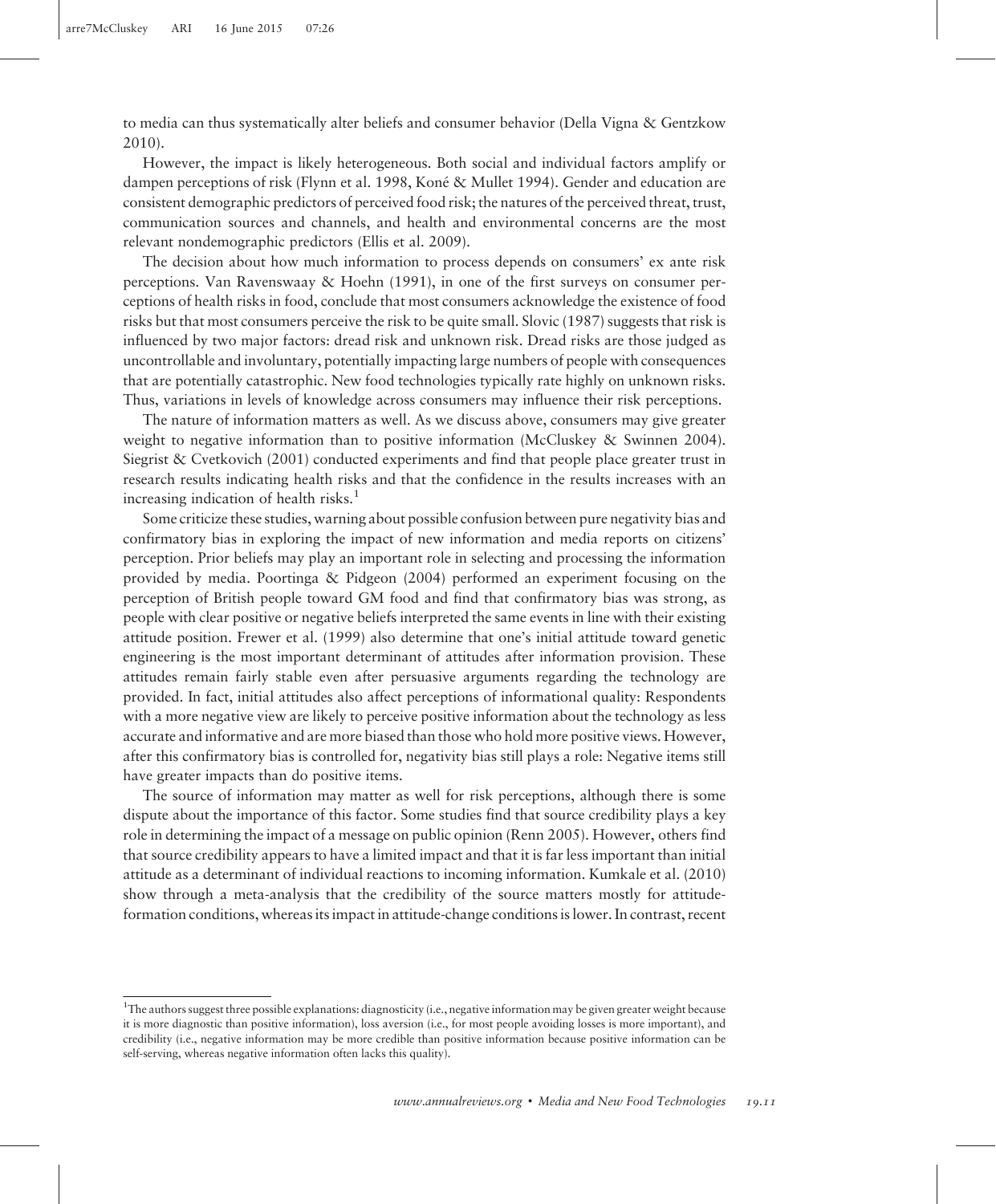to media can thus systematically alter beliefs and consumer behavior (Della Vigna & Gentzkow 2010).

However, the impact is likely heterogeneous. Both social and individual factors amplify or dampen perceptions of risk (Flynn et al. 1998, Koné & Mullet 1994). Gender and education are consistent demographic predictors of perceived food risk; the natures of the perceived threat, trust, communication sources and channels, and health and environmental concerns are the most relevant nondemographic predictors (Ellis et al. 2009).

The decision about how much information to process depends on consumers' ex ante risk perceptions. Van Ravenswaay & Hoehn (1991), in one of the first surveys on consumer perceptions of health risks in food, conclude that most consumers acknowledge the existence of food risks but that most consumers perceive the risk to be quite small. Slovic (1987) suggests that risk is influenced by two major factors: dread risk and unknown risk. Dread risks are those judged as uncontrollable and involuntary, potentially impacting large numbers of people with consequences that are potentially catastrophic. New food technologies typically rate highly on unknown risks. Thus, variations in levels of knowledge across consumers may influence their risk perceptions.

The nature of information matters as well. As we discuss above, consumers may give greater weight to negative information than to positive information (McCluskey & Swinnen 2004). Siegrist & Cvetkovich (2001) conducted experiments and find that people place greater trust in research results indicating health risks and that the confidence in the results increases with an increasing indication of health risks.[1]

Some criticize these studies, warning about possible confusion between pure negativity bias and confirmatory bias in exploring the impact of new information and media reports on citizens' perception. Prior beliefs may play an important role in selecting and processing the information provided by media. Poortinga & Pidgeon (2004) performed an experiment focusing on the perception of British people toward GM food and find that confirmatory bias was strong, as people with clear positive or negative beliefs interpreted the same events in line with their existing attitude position. Frewer et al. (1999) also determine that one's initial attitude toward genetic engineering is the most important determinant of attitudes after information provision. These attitudes remain fairly stable even after persuasive arguments regarding the technology are provided. In fact, initial attitudes also affect perceptions of informational quality: Respondents with a more negative view are likely to perceive positive information about the technology as less accurate and informative and are more biased than those who hold more positive views. However, after this confirmatory bias is controlled for, negativity bias still plays a role: Negative items still have greater impacts than do positive items.

The source of information may matter as well for risk perceptions, although there is some dispute about the importance of this factor. Some studies find that source credibility plays a key role in determining the impact of a message on public opinion (Renn 2005). However, others find that source credibility appears to have a limited impact and that it is far less important than initial attitude as a determinant of individual reactions to incoming information. Kumkale et al. (2010) show through a meta-analysis that the credibility of the source matters mostly for attitude-formation conditions, whereas its impact in attitude-change conditions is lower. In contrast, recent

[1] The authors suggest three possible explanations: diagnosticity (i.e., negative information may be given greater weight because it is more diagnostic than positive information), loss aversion (i.e., for most people avoiding losses is more important), and credibility (i.e., negative information may be more credible than positive information because positive information can be self-serving, whereas negative information often lacks this quality).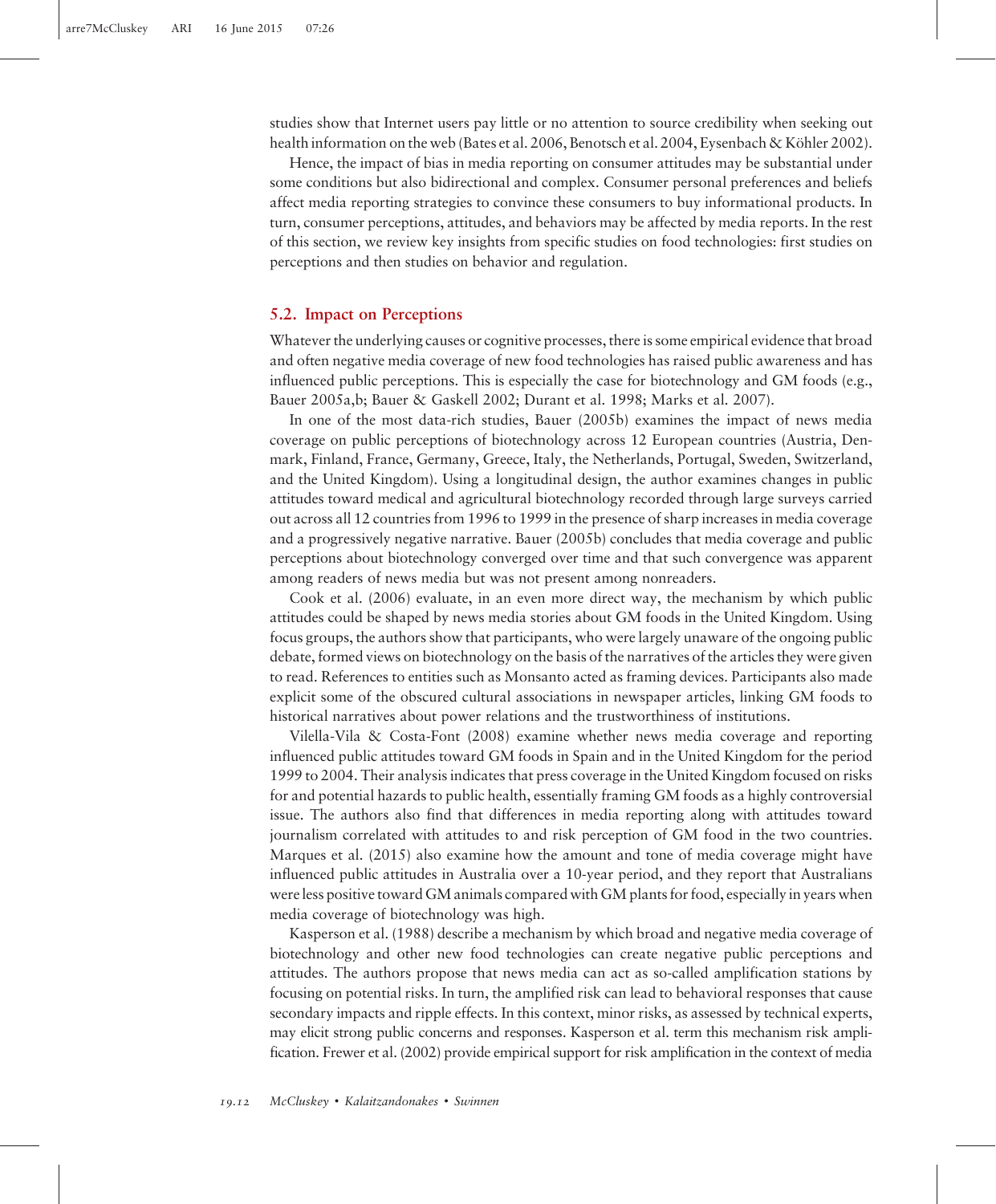studies show that Internet users pay little or no attention to source credibility when seeking out health information on the web (Bates et al. 2006, Benotsch et al. 2004, Eysenbach & Köhler 2002).

Hence, the impact of bias in media reporting on consumer attitudes may be substantial under some conditions but also bidirectional and complex. Consumer personal preferences and beliefs affect media reporting strategies to convince these consumers to buy informational products. In turn, consumer perceptions, attitudes, and behaviors may be affected by media reports. In the rest of this section, we review key insights from specific studies on food technologies: first studies on perceptions and then studies on behavior and regulation.

## 5.2. Impact on Perceptions

Whatever the underlying causes or cognitive processes, there is some empirical evidence that broad and often negative media coverage of new food technologies has raised public awareness and has influenced public perceptions. This is especially the case for biotechnology and GM foods (e.g., Bauer 2005a,b; Bauer & Gaskell 2002; Durant et al. 1998; Marks et al. 2007).

In one of the most data-rich studies, Bauer (2005b) examines the impact of news media coverage on public perceptions of biotechnology across 12 European countries (Austria, Denmark, Finland, France, Germany, Greece, Italy, the Netherlands, Portugal, Sweden, Switzerland, and the United Kingdom). Using a longitudinal design, the author examines changes in public attitudes toward medical and agricultural biotechnology recorded through large surveys carried out across all 12 countries from 1996 to 1999 in the presence of sharp increases in media coverage and a progressively negative narrative. Bauer (2005b) concludes that media coverage and public perceptions about biotechnology converged over time and that such convergence was apparent among readers of news media but was not present among nonreaders.

Cook et al. (2006) evaluate, in an even more direct way, the mechanism by which public attitudes could be shaped by news media stories about GM foods in the United Kingdom. Using focus groups, the authors show that participants, who were largely unaware of the ongoing public debate, formed views on biotechnology on the basis of the narratives of the articles they were given to read. References to entities such as Monsanto acted as framing devices. Participants also made explicit some of the obscured cultural associations in newspaper articles, linking GM foods to historical narratives about power relations and the trustworthiness of institutions.

Vilella-Vila & Costa-Font (2008) examine whether news media coverage and reporting influenced public attitudes toward GM foods in Spain and in the United Kingdom for the period 1999 to 2004. Their analysis indicates that press coverage in the United Kingdom focused on risks for and potential hazards to public health, essentially framing GM foods as a highly controversial issue. The authors also find that differences in media reporting along with attitudes toward journalism correlated with attitudes to and risk perception of GM food in the two countries. Marques et al. (2015) also examine how the amount and tone of media coverage might have influenced public attitudes in Australia over a 10-year period, and they report that Australians were less positive toward GM animals compared with GM plants for food, especially in years when media coverage of biotechnology was high.

Kasperson et al. (1988) describe a mechanism by which broad and negative media coverage of biotechnology and other new food technologies can create negative public perceptions and attitudes. The authors propose that news media can act as so-called amplification stations by focusing on potential risks. In turn, the amplified risk can lead to behavioral responses that cause secondary impacts and ripple effects. In this context, minor risks, as assessed by technical experts, may elicit strong public concerns and responses. Kasperson et al. term this mechanism risk amplification. Frewer et al. (2002) provide empirical support for risk amplification in the context of media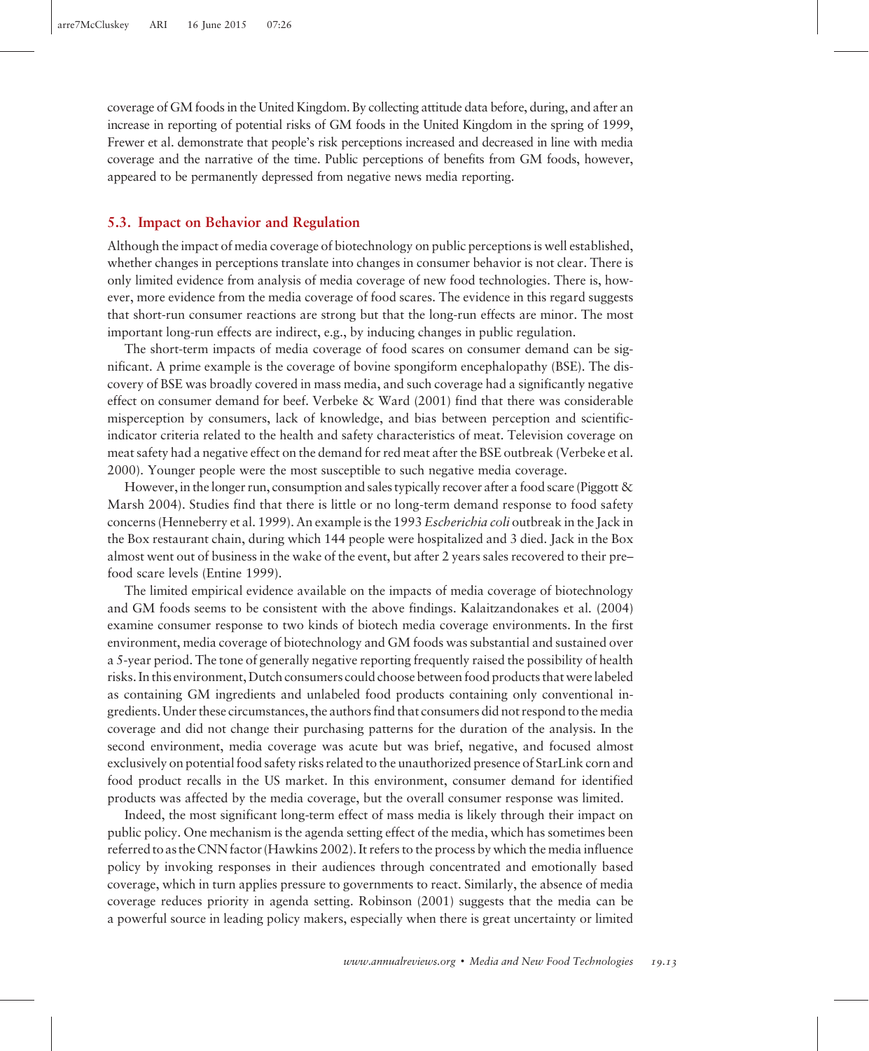coverage of GM foods in the United Kingdom. By collecting attitude data before, during, and after an increase in reporting of potential risks of GM foods in the United Kingdom in the spring of 1999, Frewer et al. demonstrate that people's risk perceptions increased and decreased in line with media coverage and the narrative of the time. Public perceptions of benefits from GM foods, however, appeared to be permanently depressed from negative news media reporting.

## 5.3. Impact on Behavior and Regulation

Although the impact of media coverage of biotechnology on public perceptions is well established, whether changes in perceptions translate into changes in consumer behavior is not clear. There is only limited evidence from analysis of media coverage of new food technologies. There is, however, more evidence from the media coverage of food scares. The evidence in this regard suggests that short-run consumer reactions are strong but that the long-run effects are minor. The most important long-run effects are indirect, e.g., by inducing changes in public regulation.

The short-term impacts of media coverage of food scares on consumer demand can be significant. A prime example is the coverage of bovine spongiform encephalopathy (BSE). The discovery of BSE was broadly covered in mass media, and such coverage had a significantly negative effect on consumer demand for beef. Verbeke & Ward (2001) find that there was considerable misperception by consumers, lack of knowledge, and bias between perception and scientific-indicator criteria related to the health and safety characteristics of meat. Television coverage on meat safety had a negative effect on the demand for red meat after the BSE outbreak (Verbeke et al. 2000). Younger people were the most susceptible to such negative media coverage.

However, in the longer run, consumption and sales typically recover after a food scare (Piggott & Marsh 2004). Studies find that there is little or no long-term demand response to food safety concerns (Henneberry et al. 1999). An example is the 1993 *Escherichia coli* outbreak in the Jack in the Box restaurant chain, during which 144 people were hospitalized and 3 died. Jack in the Box almost went out of business in the wake of the event, but after 2 years sales recovered to their pre–food scare levels (Entine 1999).

The limited empirical evidence available on the impacts of media coverage of biotechnology and GM foods seems to be consistent with the above findings. Kalaitzandonakes et al. (2004) examine consumer response to two kinds of biotech media coverage environments. In the first environment, media coverage of biotechnology and GM foods was substantial and sustained over a 5-year period. The tone of generally negative reporting frequently raised the possibility of health risks. In this environment, Dutch consumers could choose between food products that were labeled as containing GM ingredients and unlabeled food products containing only conventional ingredients. Under these circumstances, the authors find that consumers did not respond to the media coverage and did not change their purchasing patterns for the duration of the analysis. In the second environment, media coverage was acute but was brief, negative, and focused almost exclusively on potential food safety risks related to the unauthorized presence of StarLink corn and food product recalls in the US market. In this environment, consumer demand for identified products was affected by the media coverage, but the overall consumer response was limited.

Indeed, the most significant long-term effect of mass media is likely through their impact on public policy. One mechanism is the agenda setting effect of the media, which has sometimes been referred to as the CNN factor (Hawkins 2002). It refers to the process by which the media influence policy by invoking responses in their audiences through concentrated and emotionally based coverage, which in turn applies pressure to governments to react. Similarly, the absence of media coverage reduces priority in agenda setting. Robinson (2001) suggests that the media can be a powerful source in leading policy makers, especially when there is great uncertainty or limited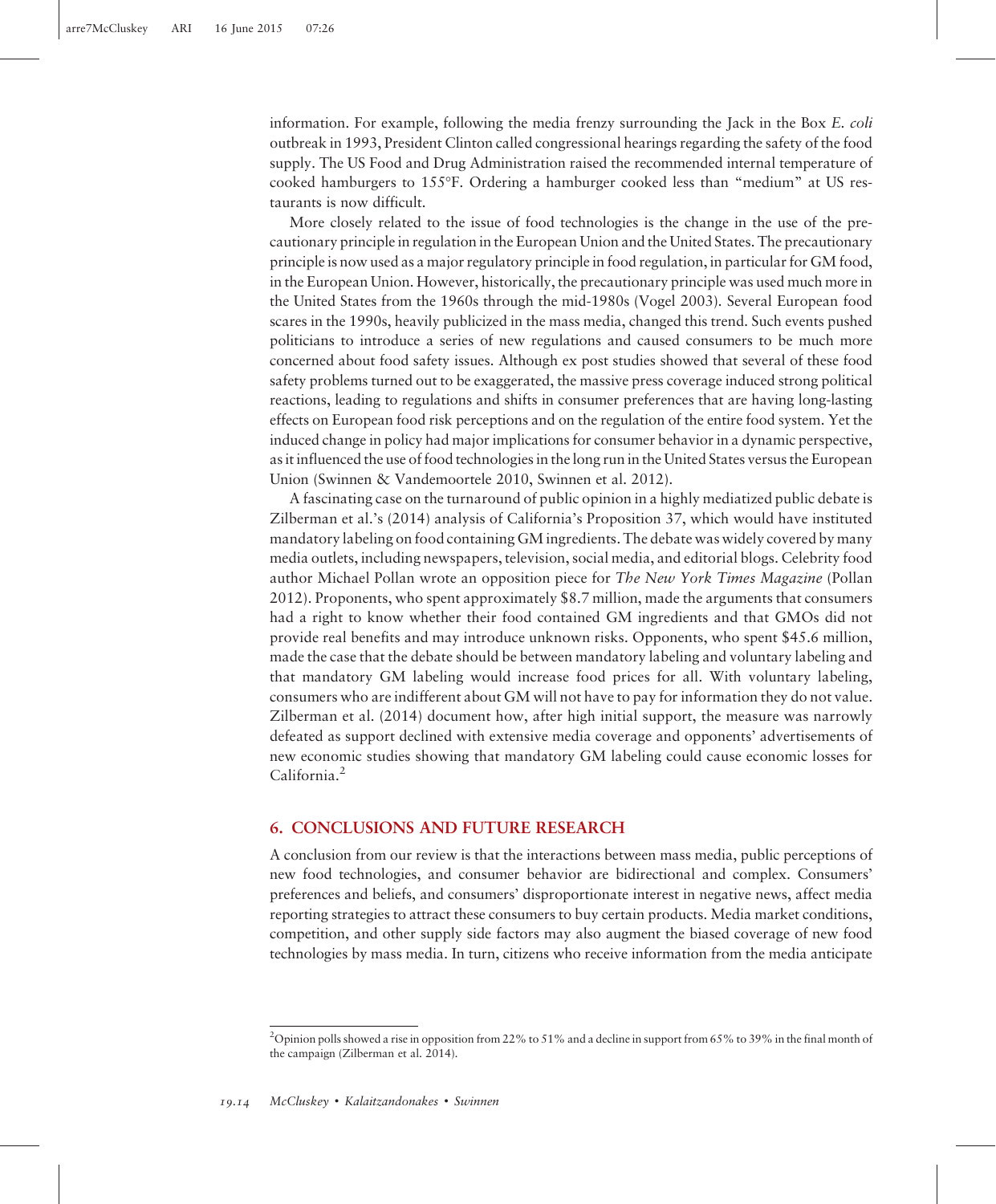information. For example, following the media frenzy surrounding the Jack in the Box *E. coli* outbreak in 1993, President Clinton called congressional hearings regarding the safety of the food supply. The US Food and Drug Administration raised the recommended internal temperature of cooked hamburgers to 155°F. Ordering a hamburger cooked less than "medium" at US restaurants is now difficult.

More closely related to the issue of food technologies is the change in the use of the precautionary principle in regulation in the European Union and the United States. The precautionary principle is now used as a major regulatory principle in food regulation, in particular for GM food, in the European Union. However, historically, the precautionary principle was used much more in the United States from the 1960s through the mid-1980s (Vogel 2003). Several European food scares in the 1990s, heavily publicized in the mass media, changed this trend. Such events pushed politicians to introduce a series of new regulations and caused consumers to be much more concerned about food safety issues. Although ex post studies showed that several of these food safety problems turned out to be exaggerated, the massive press coverage induced strong political reactions, leading to regulations and shifts in consumer preferences that are having long-lasting effects on European food risk perceptions and on the regulation of the entire food system. Yet the induced change in policy had major implications for consumer behavior in a dynamic perspective, as it influenced the use of food technologies in the long run in the United States versus the European Union (Swinnen & Vandemoortele 2010, Swinnen et al. 2012).

A fascinating case on the turnaround of public opinion in a highly mediatized public debate is Zilberman et al.'s (2014) analysis of California's Proposition 37, which would have instituted mandatory labeling on food containing GM ingredients. The debate was widely covered by many media outlets, including newspapers, television, social media, and editorial blogs. Celebrity food author Michael Pollan wrote an opposition piece for *The New York Times Magazine* (Pollan 2012). Proponents, who spent approximately $8.7 million, made the arguments that consumers had a right to know whether their food contained GM ingredients and that GMOs did not provide real benefits and may introduce unknown risks. Opponents, who spent $45.6 million, made the case that the debate should be between mandatory labeling and voluntary labeling and that mandatory GM labeling would increase food prices for all. With voluntary labeling, consumers who are indifferent about GM will not have to pay for information they do not value. Zilberman et al. (2014) document how, after high initial support, the measure was narrowly defeated as support declined with extensive media coverage and opponents' advertisements of new economic studies showing that mandatory GM labeling could cause economic losses for California.[2]

## 6. CONCLUSIONS AND FUTURE RESEARCH

A conclusion from our review is that the interactions between mass media, public perceptions of new food technologies, and consumer behavior are bidirectional and complex. Consumers' preferences and beliefs, and consumers' disproportionate interest in negative news, affect media reporting strategies to attract these consumers to buy certain products. Media market conditions, competition, and other supply side factors may also augment the biased coverage of new food technologies by mass media. In turn, citizens who receive information from the media anticipate

[2]Opinion polls showed a rise in opposition from 22% to 51% and a decline in support from 65% to 39% in the final month of the campaign (Zilberman et al. 2014).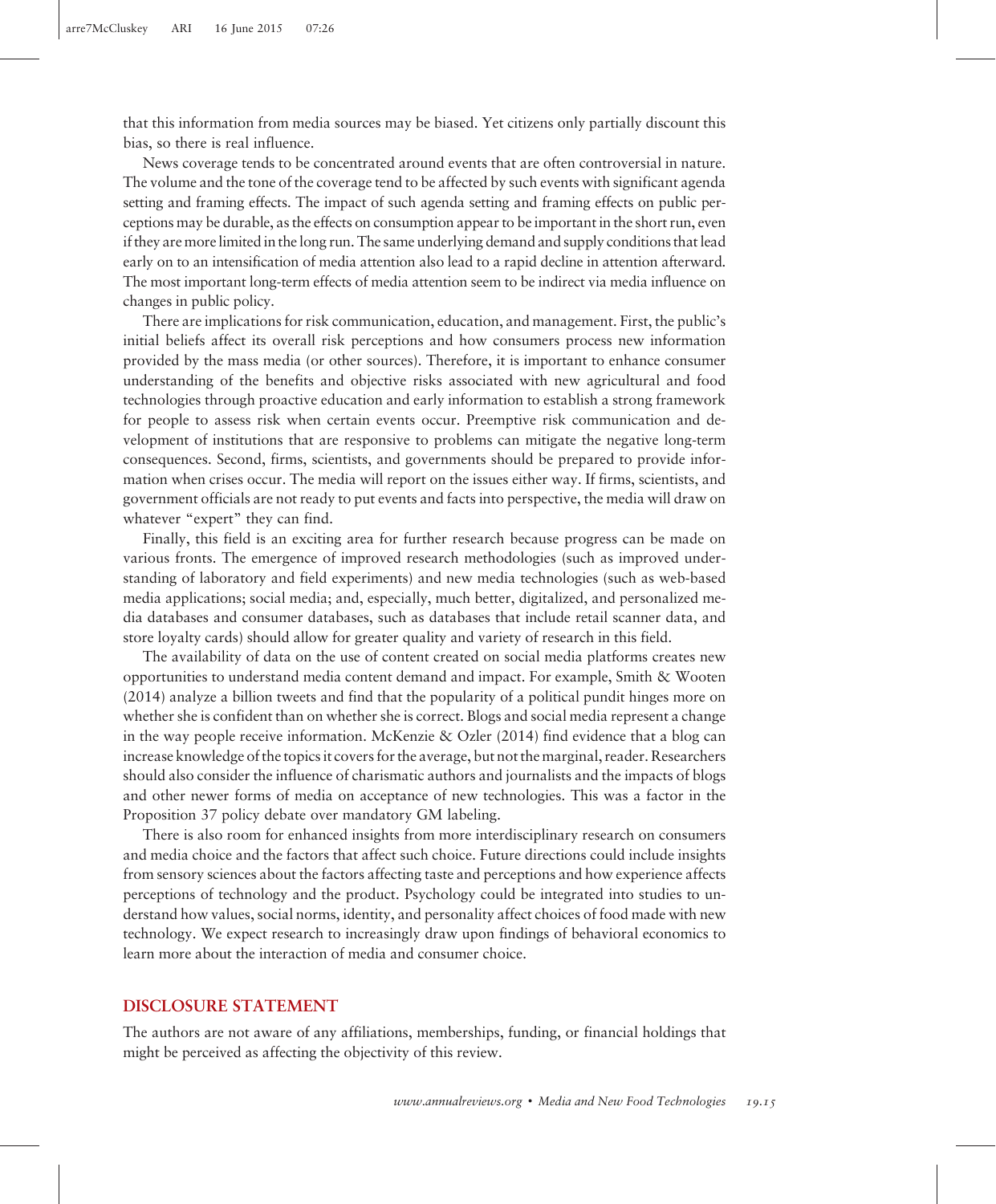that this information from media sources may be biased. Yet citizens only partially discount this bias, so there is real influence.

News coverage tends to be concentrated around events that are often controversial in nature. The volume and the tone of the coverage tend to be affected by such events with significant agenda setting and framing effects. The impact of such agenda setting and framing effects on public perceptions may be durable, as the effects on consumption appear to be important in the short run, even if they are more limited in the long run. The same underlying demand and supply conditions that lead early on to an intensification of media attention also lead to a rapid decline in attention afterward. The most important long-term effects of media attention seem to be indirect via media influence on changes in public policy.

There are implications for risk communication, education, and management. First, the public's initial beliefs affect its overall risk perceptions and how consumers process new information provided by the mass media (or other sources). Therefore, it is important to enhance consumer understanding of the benefits and objective risks associated with new agricultural and food technologies through proactive education and early information to establish a strong framework for people to assess risk when certain events occur. Preemptive risk communication and development of institutions that are responsive to problems can mitigate the negative long-term consequences. Second, firms, scientists, and governments should be prepared to provide information when crises occur. The media will report on the issues either way. If firms, scientists, and government officials are not ready to put events and facts into perspective, the media will draw on whatever "expert" they can find.

Finally, this field is an exciting area for further research because progress can be made on various fronts. The emergence of improved research methodologies (such as improved understanding of laboratory and field experiments) and new media technologies (such as web-based media applications; social media; and, especially, much better, digitalized, and personalized media databases and consumer databases, such as databases that include retail scanner data, and store loyalty cards) should allow for greater quality and variety of research in this field.

The availability of data on the use of content created on social media platforms creates new opportunities to understand media content demand and impact. For example, Smith & Wooten (2014) analyze a billion tweets and find that the popularity of a political pundit hinges more on whether she is confident than on whether she is correct. Blogs and social media represent a change in the way people receive information. McKenzie & Ozler (2014) find evidence that a blog can increase knowledge of the topics it covers for the average, but not the marginal, reader. Researchers should also consider the influence of charismatic authors and journalists and the impacts of blogs and other newer forms of media on acceptance of new technologies. This was a factor in the Proposition 37 policy debate over mandatory GM labeling.

There is also room for enhanced insights from more interdisciplinary research on consumers and media choice and the factors that affect such choice. Future directions could include insights from sensory sciences about the factors affecting taste and perceptions and how experience affects perceptions of technology and the product. Psychology could be integrated into studies to understand how values, social norms, identity, and personality affect choices of food made with new technology. We expect research to increasingly draw upon findings of behavioral economics to learn more about the interaction of media and consumer choice.

## DISCLOSURE STATEMENT

The authors are not aware of any affiliations, memberships, funding, or financial holdings that might be perceived as affecting the objectivity of this review.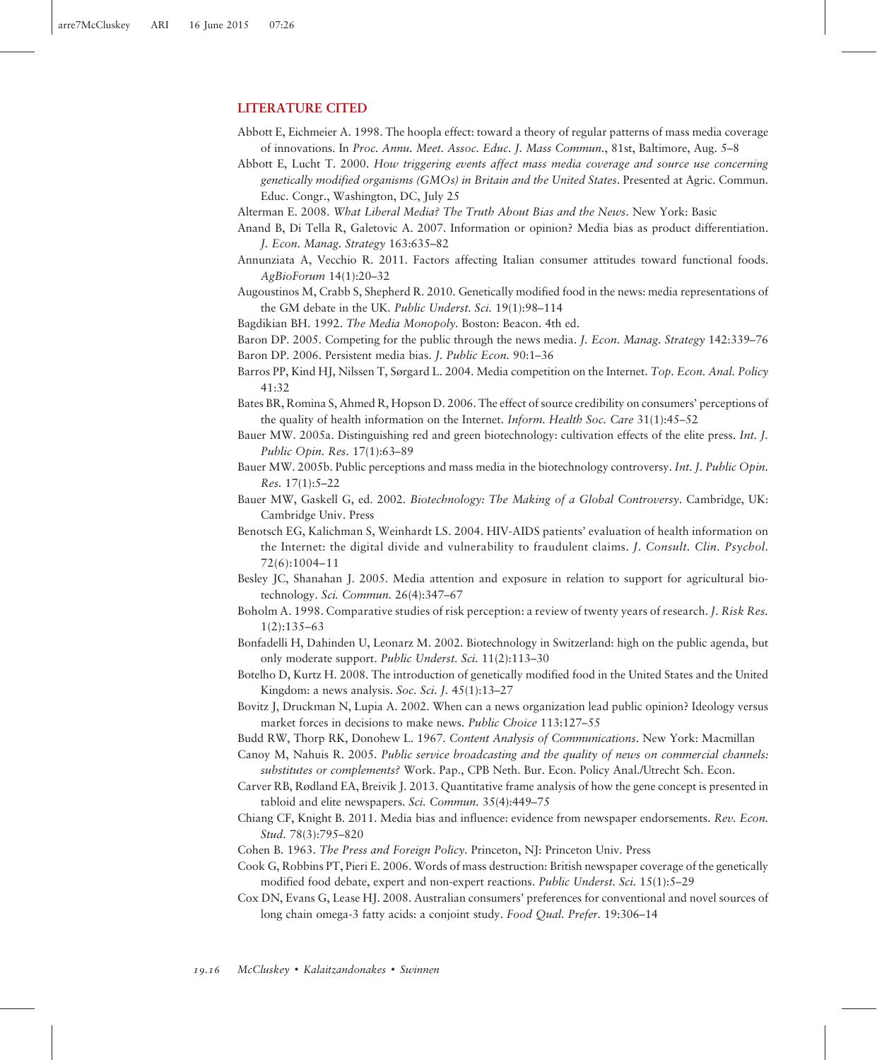## LITERATURE CITED

Abbott E, Eichmeier A. 1998. The hoopla effect: toward a theory of regular patterns of mass media coverage of innovations. In *Proc. Annu. Meet. Assoc. Educ. J. Mass Commun.*, 81st, Baltimore, Aug. 5–8

Abbott E, Lucht T. 2000. *How triggering events affect mass media coverage and source use concerning genetically modified organisms (GMOs) in Britain and the United States*. Presented at Agric. Commun. Educ. Congr., Washington, DC, July 25

Alterman E. 2008. *What Liberal Media? The Truth About Bias and the News*. New York: Basic

Anand B, Di Tella R, Galetovic A. 2007. Information or opinion? Media bias as product differentiation. *J. Econ. Manag. Strategy* 163:635–82

Annunziata A, Vecchio R. 2011. Factors affecting Italian consumer attitudes toward functional foods. *AgBioForum* 14(1):20–32

Augoustinos M, Crabb S, Shepherd R. 2010. Genetically modified food in the news: media representations of the GM debate in the UK. *Public Underst. Sci.* 19(1):98–114

Bagdikian BH. 1992. *The Media Monopoly*. Boston: Beacon. 4th ed.

Baron DP. 2005. Competing for the public through the news media. *J. Econ. Manag. Strategy* 142:339–76

Baron DP. 2006. Persistent media bias. *J. Public Econ.* 90:1–36

Barros PP, Kind HJ, Nilssen T, Sørgard L. 2004. Media competition on the Internet. *Top. Econ. Anal. Policy* 41:32

Bates BR, Romina S, Ahmed R, Hopson D. 2006. The effect of source credibility on consumers' perceptions of the quality of health information on the Internet. *Inform. Health Soc. Care* 31(1):45–52

Bauer MW. 2005a. Distinguishing red and green biotechnology: cultivation effects of the elite press. *Int. J. Public Opin. Res.* 17(1):63–89

Bauer MW. 2005b. Public perceptions and mass media in the biotechnology controversy. *Int. J. Public Opin. Res.* 17(1):5–22

Bauer MW, Gaskell G, ed. 2002. *Biotechnology: The Making of a Global Controversy*. Cambridge, UK: Cambridge Univ. Press

Benotsch EG, Kalichman S, Weinhardt LS. 2004. HIV-AIDS patients' evaluation of health information on the Internet: the digital divide and vulnerability to fraudulent claims. *J. Consult. Clin. Psychol.* 72(6):1004–11

Besley JC, Shanahan J. 2005. Media attention and exposure in relation to support for agricultural biotechnology. *Sci. Commun.* 26(4):347–67

Boholm A. 1998. Comparative studies of risk perception: a review of twenty years of research. *J. Risk Res.* 1(2):135–63

Bonfadelli H, Dahinden U, Leonarz M. 2002. Biotechnology in Switzerland: high on the public agenda, but only moderate support. *Public Underst. Sci.* 11(2):113–30

Botelho D, Kurtz H. 2008. The introduction of genetically modified food in the United States and the United Kingdom: a news analysis. *Soc. Sci. J.* 45(1):13–27

Bovitz J, Druckman N, Lupia A. 2002. When can a news organization lead public opinion? Ideology versus market forces in decisions to make news. *Public Choice* 113:127–55

Budd RW, Thorp RK, Donohew L. 1967. *Content Analysis of Communications*. New York: Macmillan

Canoy M, Nahuis R. 2005. *Public service broadcasting and the quality of news on commercial channels: substitutes or complements?* Work. Pap., CPB Neth. Bur. Econ. Policy Anal./Utrecht Sch. Econ.

Carver RB, Rødland EA, Breivik J. 2013. Quantitative frame analysis of how the gene concept is presented in tabloid and elite newspapers. *Sci. Commun.* 35(4):449–75

Chiang CF, Knight B. 2011. Media bias and influence: evidence from newspaper endorsements. *Rev. Econ. Stud.* 78(3):795–820

Cohen B. 1963. *The Press and Foreign Policy*. Princeton, NJ: Princeton Univ. Press

Cook G, Robbins PT, Pieri E. 2006. Words of mass destruction: British newspaper coverage of the genetically modified food debate, expert and non-expert reactions. *Public Underst. Sci.* 15(1):5–29

Cox DN, Evans G, Lease HJ. 2008. Australian consumers' preferences for conventional and novel sources of long chain omega-3 fatty acids: a conjoint study. *Food Qual. Prefer.* 19:306–14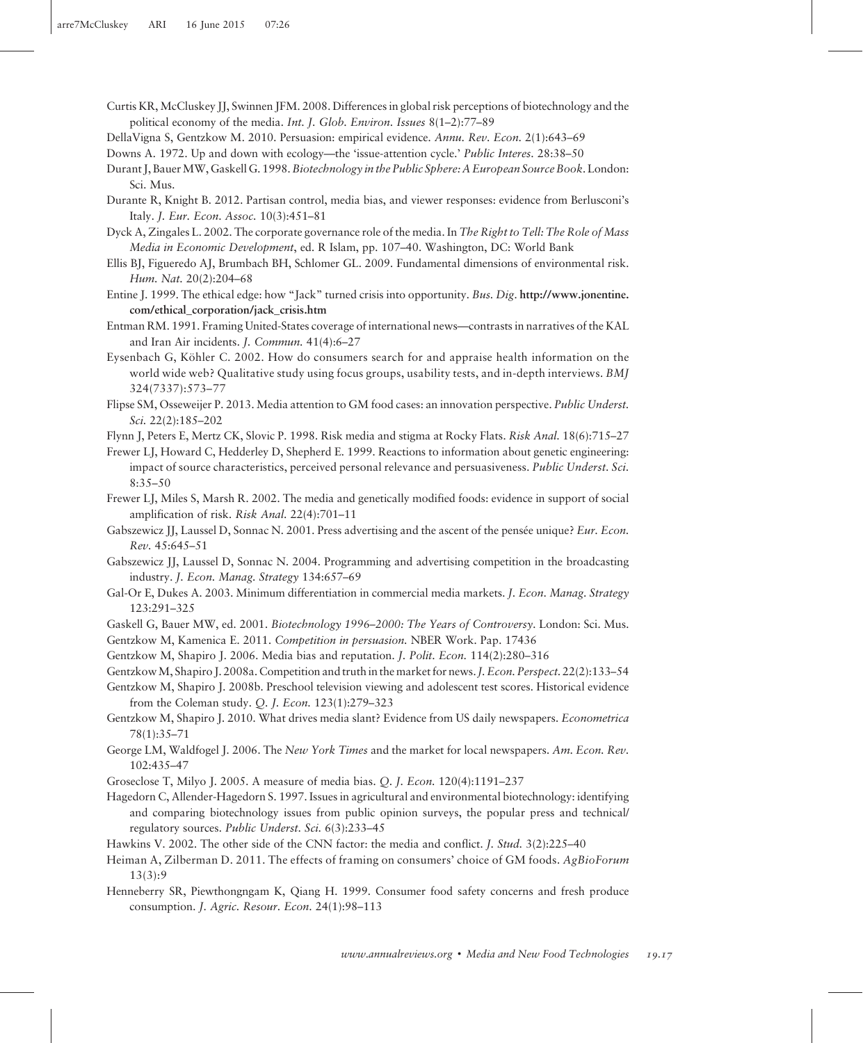Curtis KR, McCluskey JJ, Swinnen JFM. 2008. Differences in global risk perceptions of biotechnology and the political economy of the media. *Int. J. Glob. Environ. Issues* 8(1–2):77–89

DellaVigna S, Gentzkow M. 2010. Persuasion: empirical evidence. *Annu. Rev. Econ.* 2(1):643–69

Downs A. 1972. Up and down with ecology—the 'issue-attention cycle.' *Public Interes.* 28:38–50

Durant J, Bauer MW, Gaskell G. 1998. *Biotechnology in the Public Sphere: A European Source Book*. London: Sci. Mus.

Durante R, Knight B. 2012. Partisan control, media bias, and viewer responses: evidence from Berlusconi's Italy. *J. Eur. Econ. Assoc.* 10(3):451–81

Dyck A, Zingales L. 2002. The corporate governance role of the media. In *The Right to Tell: The Role of Mass Media in Economic Development*, ed. R Islam, pp. 107–40. Washington, DC: World Bank

Ellis BJ, Figueredo AJ, Brumbach BH, Schlomer GL. 2009. Fundamental dimensions of environmental risk. *Hum. Nat.* 20(2):204–68

Entine J. 1999. The ethical edge: how "Jack" turned crisis into opportunity. *Bus. Dig.* **http://www.jonentine.com/ethical_corporation/jack_crisis.htm**

Entman RM. 1991. Framing United-States coverage of international news—contrasts in narratives of the KAL and Iran Air incidents. *J. Commun.* 41(4):6–27

Eysenbach G, Köhler C. 2002. How do consumers search for and appraise health information on the world wide web? Qualitative study using focus groups, usability tests, and in-depth interviews. *BMJ* 324(7337):573–77

Flipse SM, Osseweijer P. 2013. Media attention to GM food cases: an innovation perspective. *Public Underst. Sci.* 22(2):185–202

Flynn J, Peters E, Mertz CK, Slovic P. 1998. Risk media and stigma at Rocky Flats. *Risk Anal.* 18(6):715–27

Frewer LJ, Howard C, Hedderley D, Shepherd E. 1999. Reactions to information about genetic engineering: impact of source characteristics, perceived personal relevance and persuasiveness. *Public Underst. Sci.* 8:35–50

Frewer LJ, Miles S, Marsh R. 2002. The media and genetically modified foods: evidence in support of social amplification of risk. *Risk Anal.* 22(4):701–11

Gabszewicz JJ, Laussel D, Sonnac N. 2001. Press advertising and the ascent of the pensée unique? *Eur. Econ. Rev.* 45:645–51

Gabszewicz JJ, Laussel D, Sonnac N. 2004. Programming and advertising competition in the broadcasting industry. *J. Econ. Manag. Strategy* 134:657–69

Gal-Or E, Dukes A. 2003. Minimum differentiation in commercial media markets. *J. Econ. Manag. Strategy* 123:291–325

Gaskell G, Bauer MW, ed. 2001. *Biotechnology 1996–2000: The Years of Controversy*. London: Sci. Mus.

Gentzkow M, Kamenica E. 2011. *Competition in persuasion.* NBER Work. Pap. 17436

Gentzkow M, Shapiro J. 2006. Media bias and reputation. *J. Polit. Econ.* 114(2):280–316

Gentzkow M, Shapiro J. 2008a. Competition and truth in the market for news. *J. Econ. Perspect.* 22(2):133–54

Gentzkow M, Shapiro J. 2008b. Preschool television viewing and adolescent test scores. Historical evidence from the Coleman study. *Q. J. Econ.* 123(1):279–323

Gentzkow M, Shapiro J. 2010. What drives media slant? Evidence from US daily newspapers. *Econometrica* 78(1):35–71

George LM, Waldfogel J. 2006. The *New York Times* and the market for local newspapers. *Am. Econ. Rev.* 102:435–47

Groseclose T, Milyo J. 2005. A measure of media bias. *Q. J. Econ.* 120(4):1191–237

Hagedorn C, Allender-Hagedorn S. 1997. Issues in agricultural and environmental biotechnology: identifying and comparing biotechnology issues from public opinion surveys, the popular press and technical/regulatory sources. *Public Underst. Sci.* 6(3):233–45

Hawkins V. 2002. The other side of the CNN factor: the media and conflict. *J. Stud.* 3(2):225–40

Heiman A, Zilberman D. 2011. The effects of framing on consumers' choice of GM foods. *AgBioForum* 13(3):9

Henneberry SR, Piewthongngam K, Qiang H. 1999. Consumer food safety concerns and fresh produce consumption. *J. Agric. Resour. Econ.* 24(1):98–113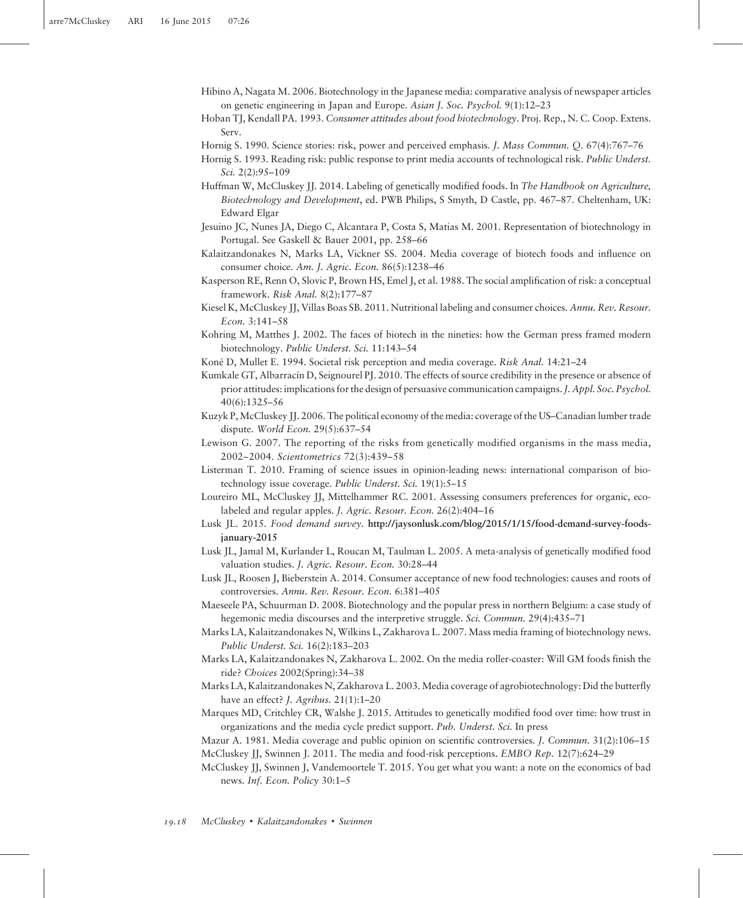Hibino A, Nagata M. 2006. Biotechnology in the Japanese media: comparative analysis of newspaper articles on genetic engineering in Japan and Europe. *Asian J. Soc. Psychol.* 9(1):12–23

Hoban TJ, Kendall PA. 1993. *Consumer attitudes about food biotechnology*. Proj. Rep., N. C. Coop. Extens. Serv.

Hornig S. 1990. Science stories: risk, power and perceived emphasis. *J. Mass Commun. Q.* 67(4):767–76

Hornig S. 1993. Reading risk: public response to print media accounts of technological risk. *Public Underst. Sci.* 2(2):95–109

Huffman W, McCluskey JJ. 2014. Labeling of genetically modified foods. In *The Handbook on Agriculture, Biotechnology and Development*, ed. PWB Philips, S Smyth, D Castle, pp. 467–87. Cheltenham, UK: Edward Elgar

Jesuino JC, Nunes JA, Diego C, Alcantara P, Costa S, Matias M. 2001. Representation of biotechnology in Portugal. See Gaskell & Bauer 2001, pp. 258–66

Kalaitzandonakes N, Marks LA, Vickner SS. 2004. Media coverage of biotech foods and influence on consumer choice. *Am. J. Agric. Econ.* 86(5):1238–46

Kasperson RE, Renn O, Slovic P, Brown HS, Emel J, et al. 1988. The social amplification of risk: a conceptual framework. *Risk Anal.* 8(2):177–87

Kiesel K, McCluskey JJ, Villas Boas SB. 2011. Nutritional labeling and consumer choices. *Annu. Rev. Resour. Econ.* 3:141–58

Kohring M, Matthes J. 2002. The faces of biotech in the nineties: how the German press framed modern biotechnology. *Public Underst. Sci.* 11:143–54

Koné D, Mullet E. 1994. Societal risk perception and media coverage. *Risk Anal.* 14:21–24

Kumkale GT, Albarracín D, Seignourel PJ. 2010. The effects of source credibility in the presence or absence of prior attitudes: implications for the design of persuasive communication campaigns. *J. Appl. Soc. Psychol.* 40(6):1325–56

Kuzyk P, McCluskey JJ. 2006. The political economy of the media: coverage of the US–Canadian lumber trade dispute. *World Econ.* 29(5):637–54

Lewison G. 2007. The reporting of the risks from genetically modified organisms in the mass media, 2002–2004. *Scientometrics* 72(3):439–58

Listerman T. 2010. Framing of science issues in opinion-leading news: international comparison of biotechnology issue coverage. *Public Underst. Sci.* 19(1):5–15

Loureiro ML, McCluskey JJ, Mittelhammer RC. 2001. Assessing consumers preferences for organic, eco-labeled and regular apples. *J. Agric. Resour. Econ.* 26(2):404–16

Lusk JL. 2015. *Food demand survey*. **http://jaysonlusk.com/blog/2015/1/15/food-demand-survey-foods-january-2015**

Lusk JL, Jamal M, Kurlander L, Roucan M, Taulman L. 2005. A meta-analysis of genetically modified food valuation studies. *J. Agric. Resour. Econ.* 30:28–44

Lusk JL, Roosen J, Bieberstein A. 2014. Consumer acceptance of new food technologies: causes and roots of controversies. *Annu. Rev. Resour. Econ.* 6:381–405

Maeseele PA, Schuurman D. 2008. Biotechnology and the popular press in northern Belgium: a case study of hegemonic media discourses and the interpretive struggle. *Sci. Commun.* 29(4):435–71

Marks LA, Kalaitzandonakes N, Wilkins L, Zakharova L. 2007. Mass media framing of biotechnology news. *Public Underst. Sci.* 16(2):183–203

Marks LA, Kalaitzandonakes N, Zakharova L. 2002. On the media roller-coaster: Will GM foods finish the ride? *Choices* 2002(Spring):34–38

Marks LA, Kalaitzandonakes N, Zakharova L. 2003. Media coverage of agrobiotechnology: Did the butterfly have an effect? *J. Agribus.* 21(1):1–20

Marques MD, Critchley CR, Walshe J. 2015. Attitudes to genetically modified food over time: how trust in organizations and the media cycle predict support. *Pub. Underst. Sci.* In press

Mazur A. 1981. Media coverage and public opinion on scientific controversies. *J. Commun.* 31(2):106–15

McCluskey JJ, Swinnen J. 2011. The media and food-risk perceptions. *EMBO Rep.* 12(7):624–29

McCluskey JJ, Swinnen J, Vandemoortele T. 2015. You get what you want: a note on the economics of bad news. *Inf. Econ. Policy* 30:1–5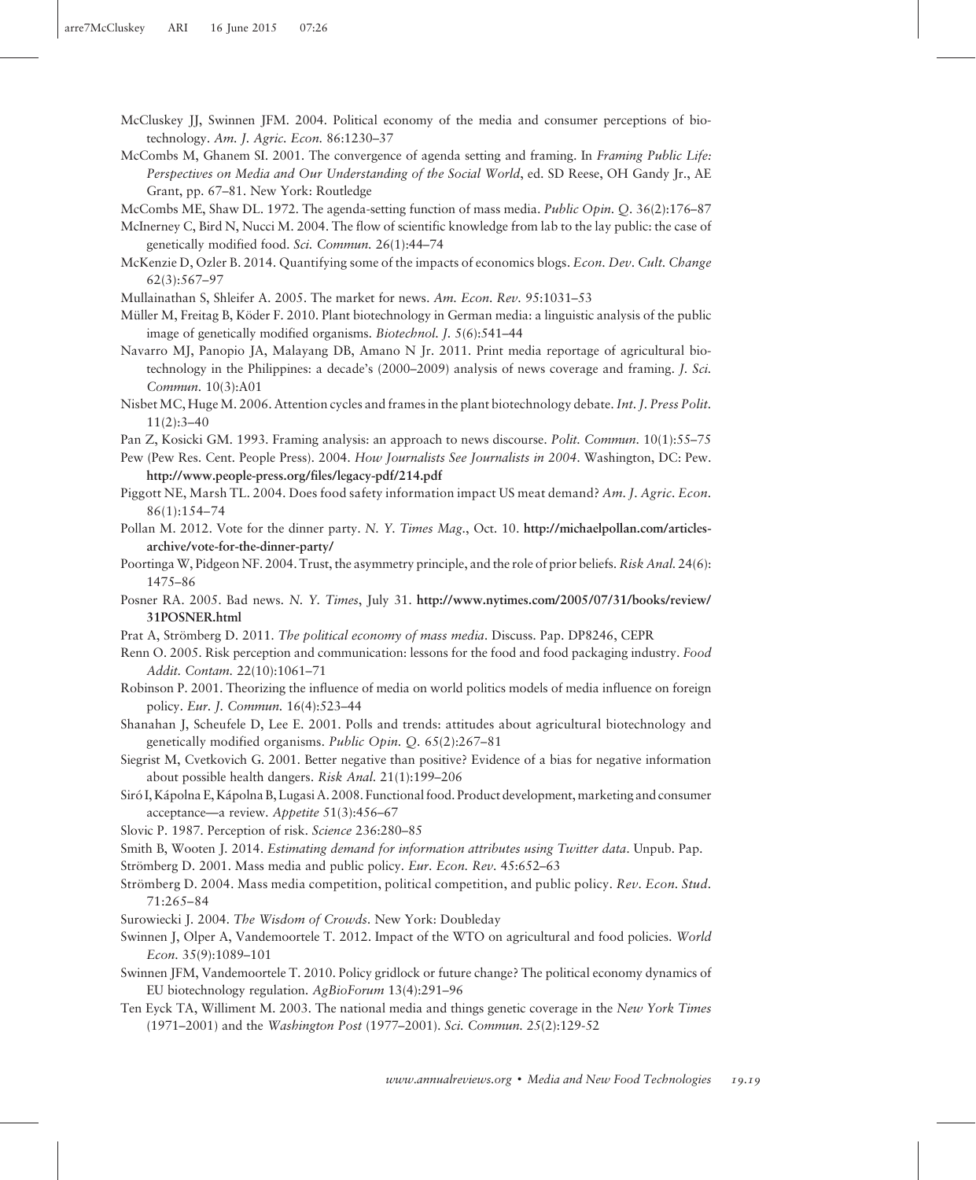McCluskey JJ, Swinnen JFM. 2004. Political economy of the media and consumer perceptions of biotechnology. *Am. J. Agric. Econ.* 86:1230–37

McCombs M, Ghanem SI. 2001. The convergence of agenda setting and framing. In *Framing Public Life: Perspectives on Media and Our Understanding of the Social World*, ed. SD Reese, OH Gandy Jr., AE Grant, pp. 67–81. New York: Routledge

McCombs ME, Shaw DL. 1972. The agenda-setting function of mass media. *Public Opin. Q.* 36(2):176–87

McInerney C, Bird N, Nucci M. 2004. The flow of scientific knowledge from lab to the lay public: the case of genetically modified food. *Sci. Commun.* 26(1):44–74

McKenzie D, Ozler B. 2014. Quantifying some of the impacts of economics blogs. *Econ. Dev. Cult. Change* 62(3):567–97

Mullainathan S, Shleifer A. 2005. The market for news. *Am. Econ. Rev.* 95:1031–53

Müller M, Freitag B, Köder F. 2010. Plant biotechnology in German media: a linguistic analysis of the public image of genetically modified organisms. *Biotechnol. J.* 5(6):541–44

Navarro MJ, Panopio JA, Malayang DB, Amano N Jr. 2011. Print media reportage of agricultural biotechnology in the Philippines: a decade's (2000–2009) analysis of news coverage and framing. *J. Sci. Commun.* 10(3):A01

Nisbet MC, Huge M. 2006. Attention cycles and frames in the plant biotechnology debate. *Int. J. Press Polit.* 11(2):3–40

Pan Z, Kosicki GM. 1993. Framing analysis: an approach to news discourse. *Polit. Commun.* 10(1):55–75

Pew (Pew Res. Cent. People Press). 2004. *How Journalists See Journalists in 2004.* Washington, DC: Pew. **http://www.people-press.org/files/legacy-pdf/214.pdf**

Piggott NE, Marsh TL. 2004. Does food safety information impact US meat demand? *Am. J. Agric. Econ.* 86(1):154–74

Pollan M. 2012. Vote for the dinner party. *N. Y. Times Mag.*, Oct. 10. **http://michaelpollan.com/articles-archive/vote-for-the-dinner-party/**

Poortinga W, Pidgeon NF. 2004. Trust, the asymmetry principle, and the role of prior beliefs. *Risk Anal.* 24(6): 1475–86

Posner RA. 2005. Bad news. *N. Y. Times*, July 31. **http://www.nytimes.com/2005/07/31/books/review/31POSNER.html**

Prat A, Strömberg D. 2011. *The political economy of mass media.* Discuss. Pap. DP8246, CEPR

Renn O. 2005. Risk perception and communication: lessons for the food and food packaging industry. *Food Addit. Contam.* 22(10):1061–71

Robinson P. 2001. Theorizing the influence of media on world politics models of media influence on foreign policy. *Eur. J. Commun.* 16(4):523–44

Shanahan J, Scheufele D, Lee E. 2001. Polls and trends: attitudes about agricultural biotechnology and genetically modified organisms. *Public Opin. Q.* 65(2):267–81

Siegrist M, Cvetkovich G. 2001. Better negative than positive? Evidence of a bias for negative information about possible health dangers. *Risk Anal.* 21(1):199–206

Siró I, Kápolna E, Kápolna B, Lugasi A. 2008. Functional food. Product development, marketing and consumer acceptance—a review. *Appetite* 51(3):456–67

Slovic P. 1987. Perception of risk. *Science* 236:280–85

Smith B, Wooten J. 2014. *Estimating demand for information attributes using Twitter data.* Unpub. Pap.

Strömberg D. 2001. Mass media and public policy. *Eur. Econ. Rev.* 45:652–63

Strömberg D. 2004. Mass media competition, political competition, and public policy. *Rev. Econ. Stud.* 71:265–84

Surowiecki J. 2004. *The Wisdom of Crowds.* New York: Doubleday

Swinnen J, Olper A, Vandemoortele T. 2012. Impact of the WTO on agricultural and food policies. *World Econ.* 35(9):1089–101

Swinnen JFM, Vandemoortele T. 2010. Policy gridlock or future change? The political economy dynamics of EU biotechnology regulation. *AgBioForum* 13(4):291–96

Ten Eyck TA, Williment M. 2003. The national media and things genetic coverage in the *New York Times* (1971–2001) and the *Washington Post* (1977–2001). *Sci. Commun.* 25(2):129-52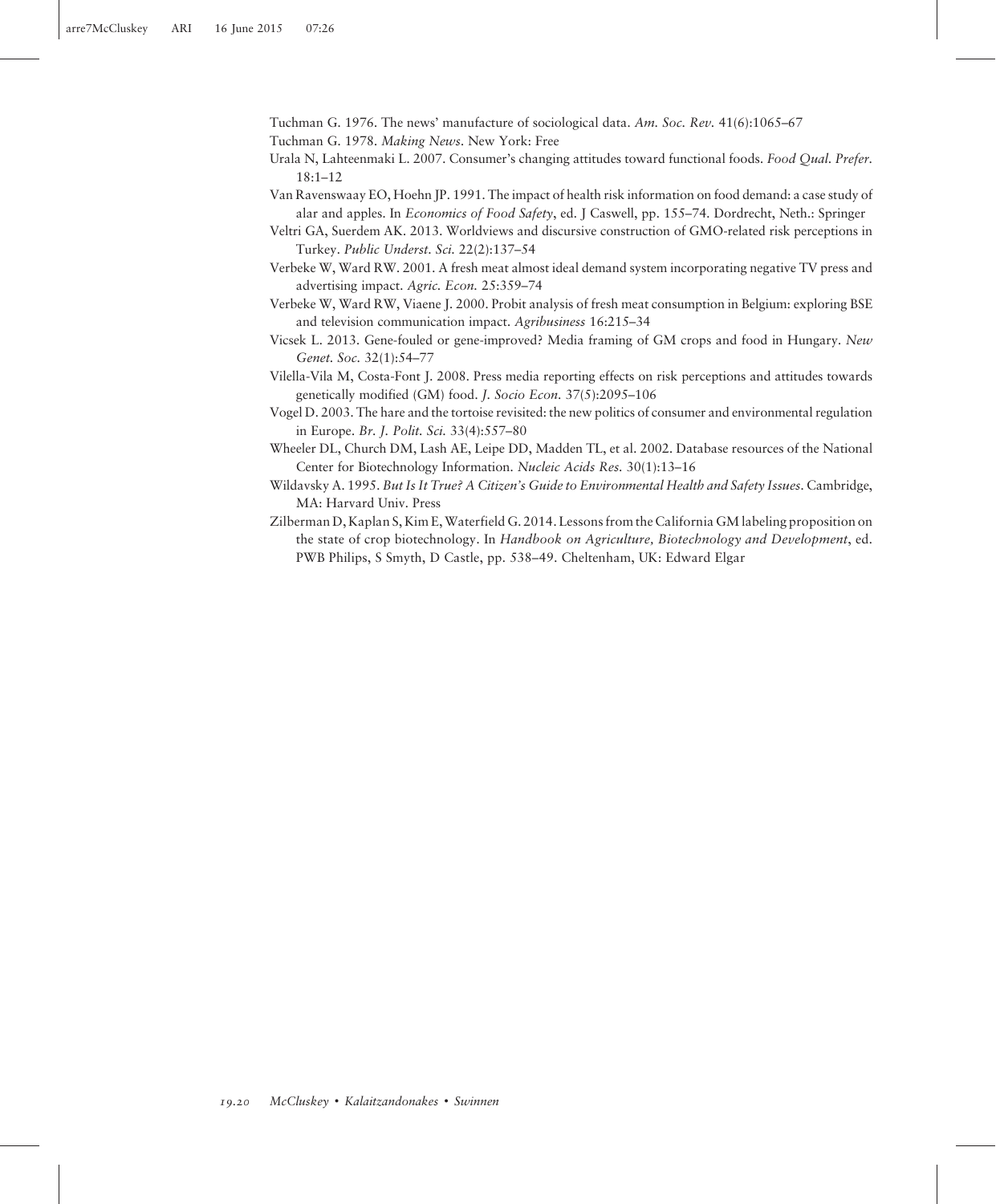Tuchman G. 1976. The news' manufacture of sociological data. *Am. Soc. Rev.* 41(6):1065–67

Tuchman G. 1978. *Making News*. New York: Free

Urala N, Lahteenmaki L. 2007. Consumer's changing attitudes toward functional foods. *Food Qual. Prefer.* 18:1–12

Van Ravenswaay EO, Hoehn JP. 1991. The impact of health risk information on food demand: a case study of alar and apples. In *Economics of Food Safety*, ed. J Caswell, pp. 155–74. Dordrecht, Neth.: Springer

Veltri GA, Suerdem AK. 2013. Worldviews and discursive construction of GMO-related risk perceptions in Turkey. *Public Underst. Sci.* 22(2):137–54

Verbeke W, Ward RW. 2001. A fresh meat almost ideal demand system incorporating negative TV press and advertising impact. *Agric. Econ.* 25:359–74

Verbeke W, Ward RW, Viaene J. 2000. Probit analysis of fresh meat consumption in Belgium: exploring BSE and television communication impact. *Agribusiness* 16:215–34

Vicsek L. 2013. Gene-fouled or gene-improved? Media framing of GM crops and food in Hungary. *New Genet. Soc.* 32(1):54–77

Vilella-Vila M, Costa-Font J. 2008. Press media reporting effects on risk perceptions and attitudes towards genetically modified (GM) food. *J. Socio Econ.* 37(5):2095–106

Vogel D. 2003. The hare and the tortoise revisited: the new politics of consumer and environmental regulation in Europe. *Br. J. Polit. Sci.* 33(4):557–80

Wheeler DL, Church DM, Lash AE, Leipe DD, Madden TL, et al. 2002. Database resources of the National Center for Biotechnology Information. *Nucleic Acids Res.* 30(1):13–16

Wildavsky A. 1995. *But Is It True? A Citizen's Guide to Environmental Health and Safety Issues*. Cambridge, MA: Harvard Univ. Press

Zilberman D, Kaplan S, Kim E, Waterfield G. 2014. Lessons from the California GM labeling proposition on the state of crop biotechnology. In *Handbook on Agriculture, Biotechnology and Development*, ed. PWB Philips, S Smyth, D Castle, pp. 538–49. Cheltenham, UK: Edward Elgar